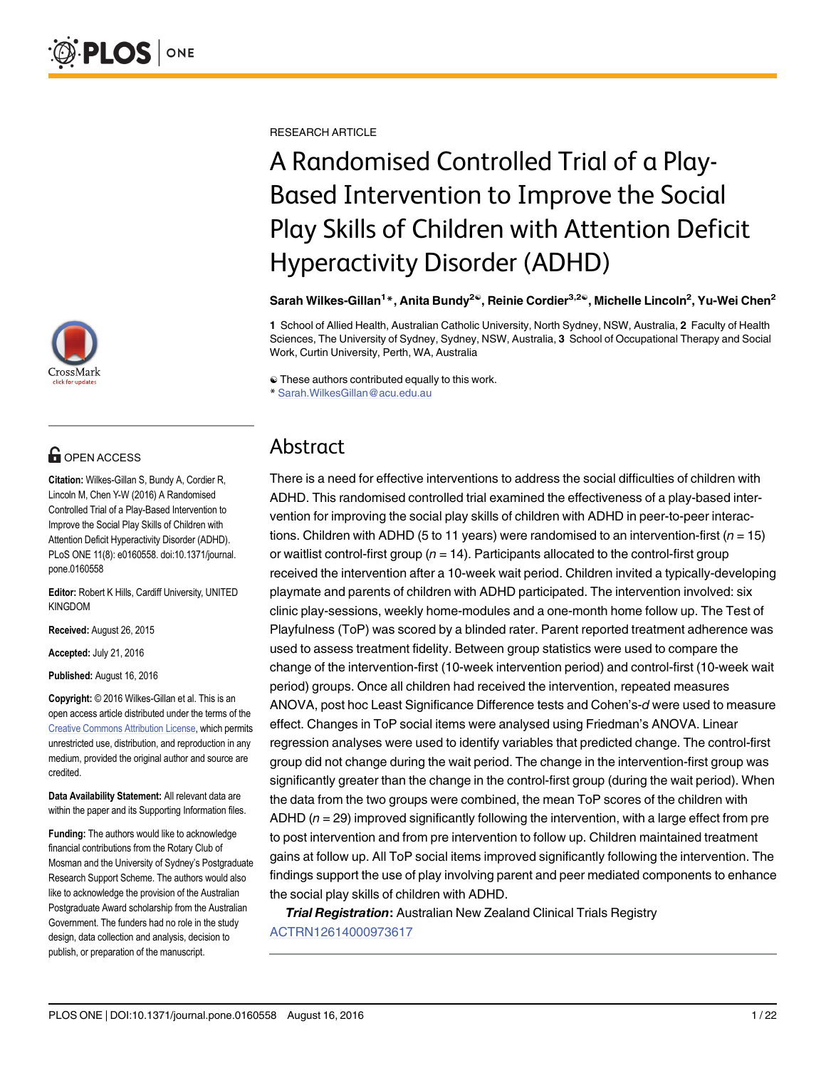RESEARCH ARTICLE

# A Randomised Controlled Trial of a Play-Based Intervention to Improve the Social Play Skills of Children with Attention Deficit Hyperactivity Disorder (ADHD)

**Sarah Wilkes-Gillan[1]\*, Anita Bundy[2☯], Reinie Cordier[3,2☯], Michelle Lincoln[2], Yu-Wei Chen[2]**

**1** School of Allied Health, Australian Catholic University, North Sydney, NSW, Australia, **2** Faculty of Health Sciences, The University of Sydney, Sydney, NSW, Australia, **3** School of Occupational Therapy and Social Work, Curtin University, Perth, WA, Australia

☯ These authors contributed equally to this work.
\* Sarah.WilkesGillan@acu.edu.au

OPEN ACCESS

**Citation:** Wilkes-Gillan S, Bundy A, Cordier R, Lincoln M, Chen Y-W (2016) A Randomised Controlled Trial of a Play-Based Intervention to Improve the Social Play Skills of Children with Attention Deficit Hyperactivity Disorder (ADHD). PLoS ONE 11(8): e0160558. doi:10.1371/journal.pone.0160558

**Editor:** Robert K Hills, Cardiff University, UNITED KINGDOM

**Received:** August 26, 2015

**Accepted:** July 21, 2016

**Published:** August 16, 2016

**Copyright:** © 2016 Wilkes-Gillan et al. This is an open access article distributed under the terms of the Creative Commons Attribution License, which permits unrestricted use, distribution, and reproduction in any medium, provided the original author and source are credited.

**Data Availability Statement:** All relevant data are within the paper and its Supporting Information files.

**Funding:** The authors would like to acknowledge financial contributions from the Rotary Club of Mosman and the University of Sydney's Postgraduate Research Support Scheme. The authors would also like to acknowledge the provision of the Australian Postgraduate Award scholarship from the Australian Government. The funders had no role in the study design, data collection and analysis, decision to publish, or preparation of the manuscript.

## Abstract

There is a need for effective interventions to address the social difficulties of children with ADHD. This randomised controlled trial examined the effectiveness of a play-based intervention for improving the social play skills of children with ADHD in peer-to-peer interactions. Children with ADHD (5 to 11 years) were randomised to an intervention-first ($n$ = 15) or waitlist control-first group ($n$ = 14). Participants allocated to the control-first group received the intervention after a 10-week wait period. Children invited a typically-developing playmate and parents of children with ADHD participated. The intervention involved: six clinic play-sessions, weekly home-modules and a one-month home follow up. The Test of Playfulness (ToP) was scored by a blinded rater. Parent reported treatment adherence was used to assess treatment fidelity. Between group statistics were used to compare the change of the intervention-first (10-week intervention period) and control-first (10-week wait period) groups. Once all children had received the intervention, repeated measures ANOVA, post hoc Least Significance Difference tests and Cohen's-$d$ were used to measure effect. Changes in ToP social items were analysed using Friedman's ANOVA. Linear regression analyses were used to identify variables that predicted change. The control-first group did not change during the wait period. The change in the intervention-first group was significantly greater than the change in the control-first group (during the wait period). When the data from the two groups were combined, the mean ToP scores of the children with ADHD ($n$ = 29) improved significantly following the intervention, with a large effect from pre to post intervention and from pre intervention to follow up. Children maintained treatment gains at follow up. All ToP social items improved significantly following the intervention. The findings support the use of play involving parent and peer mediated components to enhance the social play skills of children with ADHD.

***Trial Registration*:** Australian New Zealand Clinical Trials Registry ACTRN12614000973617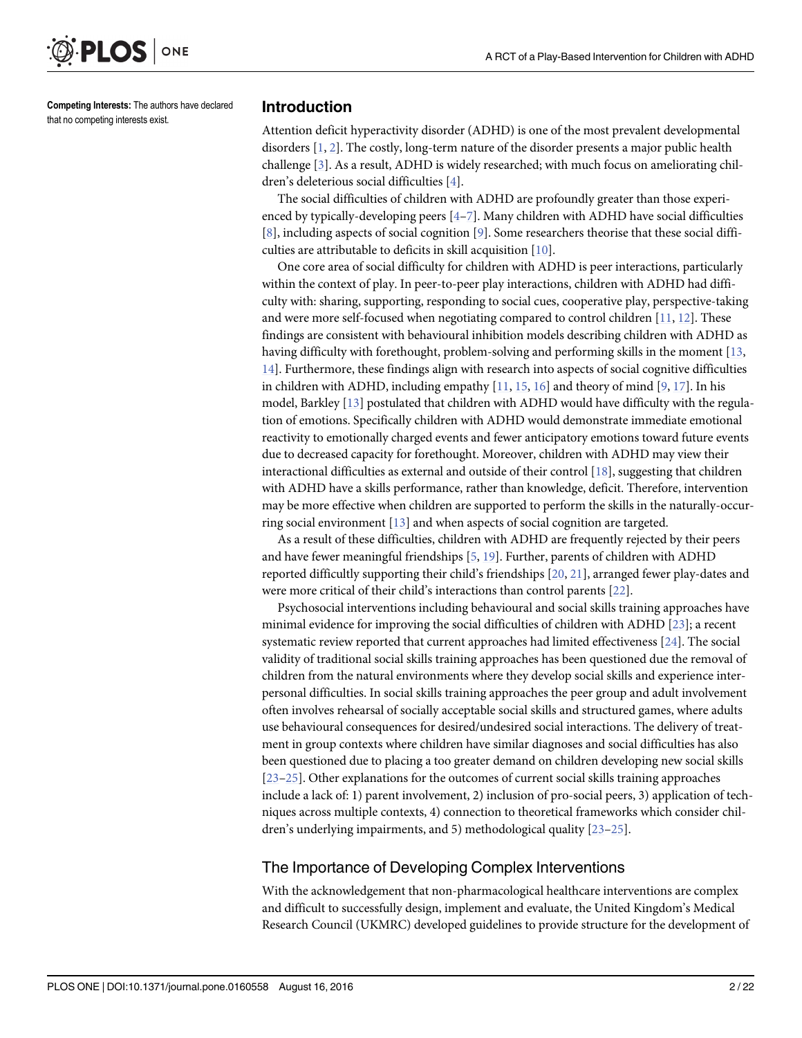**Competing Interests:** The authors have declared that no competing interests exist.

## Introduction

Attention deficit hyperactivity disorder (ADHD) is one of the most prevalent developmental disorders [1, 2]. The costly, long-term nature of the disorder presents a major public health challenge [3]. As a result, ADHD is widely researched; with much focus on ameliorating children's deleterious social difficulties [4].

The social difficulties of children with ADHD are profoundly greater than those experienced by typically-developing peers [4–7]. Many children with ADHD have social difficulties [8], including aspects of social cognition [9]. Some researchers theorise that these social difficulties are attributable to deficits in skill acquisition [10].

One core area of social difficulty for children with ADHD is peer interactions, particularly within the context of play. In peer-to-peer play interactions, children with ADHD had difficulty with: sharing, supporting, responding to social cues, cooperative play, perspective-taking and were more self-focused when negotiating compared to control children [11, 12]. These findings are consistent with behavioural inhibition models describing children with ADHD as having difficulty with forethought, problem-solving and performing skills in the moment [13, 14]. Furthermore, these findings align with research into aspects of social cognitive difficulties in children with ADHD, including empathy [11, 15, 16] and theory of mind [9, 17]. In his model, Barkley [13] postulated that children with ADHD would have difficulty with the regulation of emotions. Specifically children with ADHD would demonstrate immediate emotional reactivity to emotionally charged events and fewer anticipatory emotions toward future events due to decreased capacity for forethought. Moreover, children with ADHD may view their interactional difficulties as external and outside of their control [18], suggesting that children with ADHD have a skills performance, rather than knowledge, deficit. Therefore, intervention may be more effective when children are supported to perform the skills in the naturally-occurring social environment [13] and when aspects of social cognition are targeted.

As a result of these difficulties, children with ADHD are frequently rejected by their peers and have fewer meaningful friendships [5, 19]. Further, parents of children with ADHD reported difficultly supporting their child's friendships [20, 21], arranged fewer play-dates and were more critical of their child's interactions than control parents [22].

Psychosocial interventions including behavioural and social skills training approaches have minimal evidence for improving the social difficulties of children with ADHD [23]; a recent systematic review reported that current approaches had limited effectiveness [24]. The social validity of traditional social skills training approaches has been questioned due the removal of children from the natural environments where they develop social skills and experience interpersonal difficulties. In social skills training approaches the peer group and adult involvement often involves rehearsal of socially acceptable social skills and structured games, where adults use behavioural consequences for desired/undesired social interactions. The delivery of treatment in group contexts where children have similar diagnoses and social difficulties has also been questioned due to placing a too greater demand on children developing new social skills [23–25]. Other explanations for the outcomes of current social skills training approaches include a lack of: 1) parent involvement, 2) inclusion of pro-social peers, 3) application of techniques across multiple contexts, 4) connection to theoretical frameworks which consider children's underlying impairments, and 5) methodological quality [23–25].

### The Importance of Developing Complex Interventions

With the acknowledgement that non-pharmacological healthcare interventions are complex and difficult to successfully design, implement and evaluate, the United Kingdom's Medical Research Council (UKMRC) developed guidelines to provide structure for the development of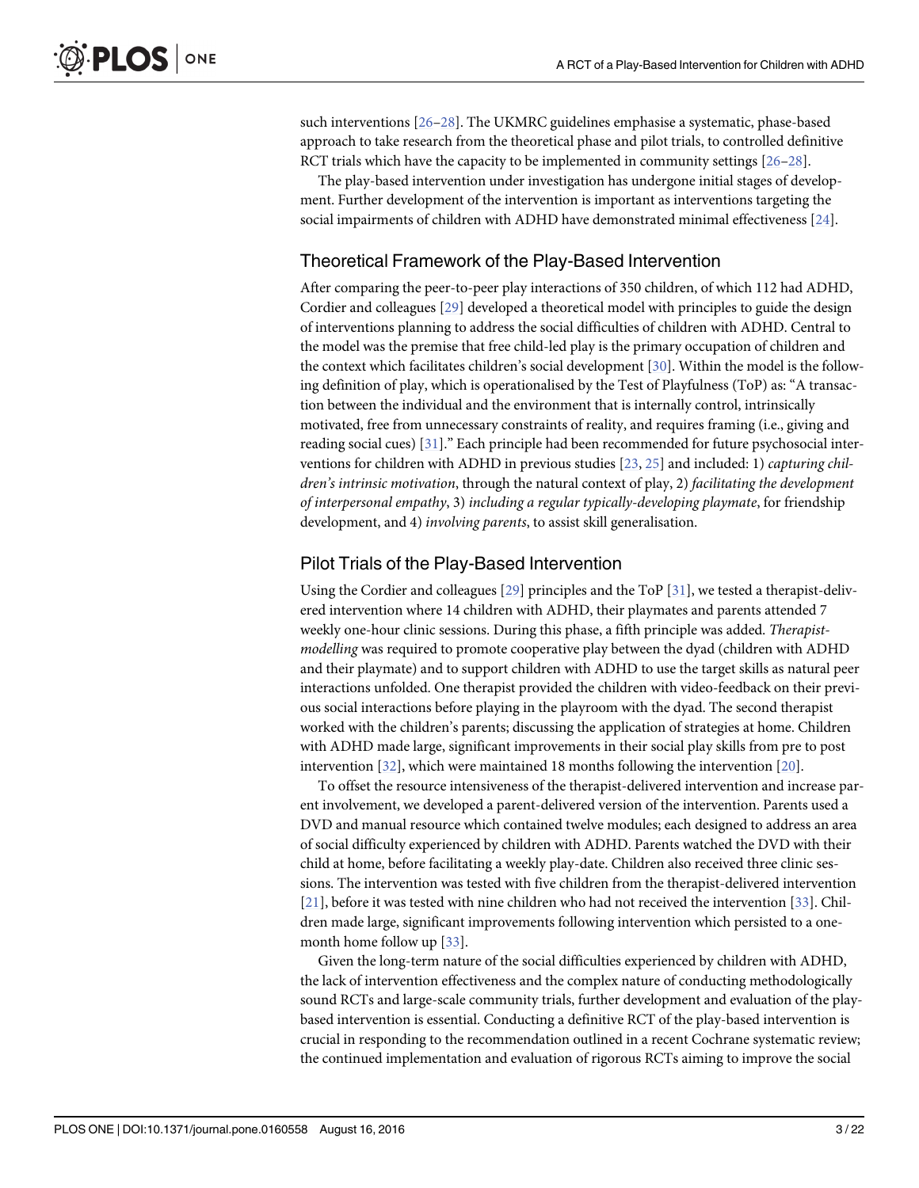such interventions [26–28]. The UKMRC guidelines emphasise a systematic, phase-based approach to take research from the theoretical phase and pilot trials, to controlled definitive RCT trials which have the capacity to be implemented in community settings [26–28].

The play-based intervention under investigation has undergone initial stages of development. Further development of the intervention is important as interventions targeting the social impairments of children with ADHD have demonstrated minimal effectiveness [24].

## Theoretical Framework of the Play-Based Intervention

After comparing the peer-to-peer play interactions of 350 children, of which 112 had ADHD, Cordier and colleagues [29] developed a theoretical model with principles to guide the design of interventions planning to address the social difficulties of children with ADHD. Central to the model was the premise that free child-led play is the primary occupation of children and the context which facilitates children's social development [30]. Within the model is the following definition of play, which is operationalised by the Test of Playfulness (ToP) as: "A transaction between the individual and the environment that is internally control, intrinsically motivated, free from unnecessary constraints of reality, and requires framing (i.e., giving and reading social cues) [31]." Each principle had been recommended for future psychosocial interventions for children with ADHD in previous studies [23, 25] and included: 1) *capturing children's intrinsic motivation*, through the natural context of play, 2) *facilitating the development of interpersonal empathy*, 3) *including a regular typically-developing playmate*, for friendship development, and 4) *involving parents*, to assist skill generalisation.

## Pilot Trials of the Play-Based Intervention

Using the Cordier and colleagues [29] principles and the ToP [31], we tested a therapist-delivered intervention where 14 children with ADHD, their playmates and parents attended 7 weekly one-hour clinic sessions. During this phase, a fifth principle was added. *Therapist-modelling* was required to promote cooperative play between the dyad (children with ADHD and their playmate) and to support children with ADHD to use the target skills as natural peer interactions unfolded. One therapist provided the children with video-feedback on their previous social interactions before playing in the playroom with the dyad. The second therapist worked with the children's parents; discussing the application of strategies at home. Children with ADHD made large, significant improvements in their social play skills from pre to post intervention [32], which were maintained 18 months following the intervention [20].

To offset the resource intensiveness of the therapist-delivered intervention and increase parent involvement, we developed a parent-delivered version of the intervention. Parents used a DVD and manual resource which contained twelve modules; each designed to address an area of social difficulty experienced by children with ADHD. Parents watched the DVD with their child at home, before facilitating a weekly play-date. Children also received three clinic sessions. The intervention was tested with five children from the therapist-delivered intervention [21], before it was tested with nine children who had not received the intervention [33]. Children made large, significant improvements following intervention which persisted to a one-month home follow up [33].

Given the long-term nature of the social difficulties experienced by children with ADHD, the lack of intervention effectiveness and the complex nature of conducting methodologically sound RCTs and large-scale community trials, further development and evaluation of the play-based intervention is essential. Conducting a definitive RCT of the play-based intervention is crucial in responding to the recommendation outlined in a recent Cochrane systematic review; the continued implementation and evaluation of rigorous RCTs aiming to improve the social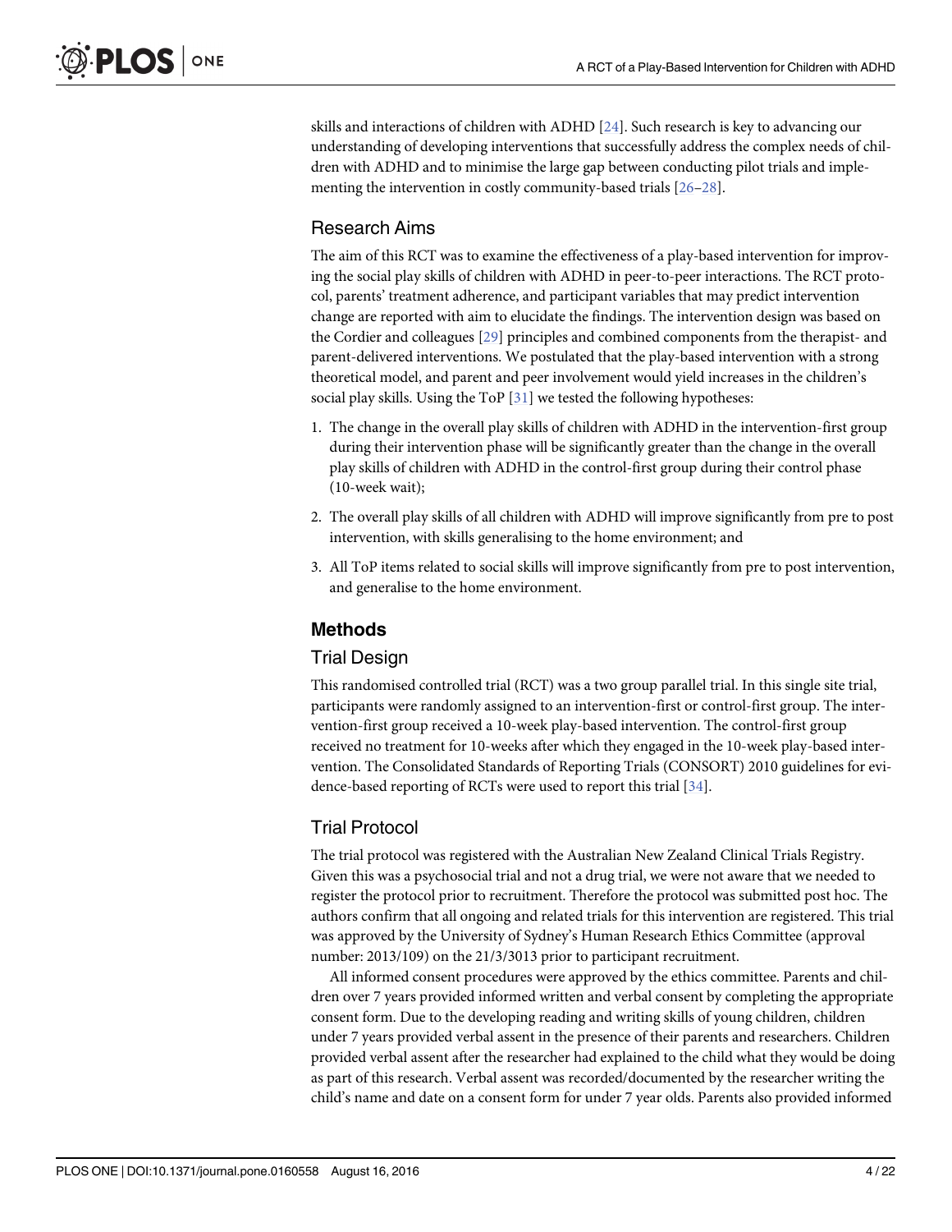skills and interactions of children with ADHD [24]. Such research is key to advancing our understanding of developing interventions that successfully address the complex needs of children with ADHD and to minimise the large gap between conducting pilot trials and implementing the intervention in costly community-based trials [26–28].

## Research Aims

The aim of this RCT was to examine the effectiveness of a play-based intervention for improving the social play skills of children with ADHD in peer-to-peer interactions. The RCT protocol, parents' treatment adherence, and participant variables that may predict intervention change are reported with aim to elucidate the findings. The intervention design was based on the Cordier and colleagues [29] principles and combined components from the therapist- and parent-delivered interventions. We postulated that the play-based intervention with a strong theoretical model, and parent and peer involvement would yield increases in the children's social play skills. Using the ToP [31] we tested the following hypotheses:

1. The change in the overall play skills of children with ADHD in the intervention-first group during their intervention phase will be significantly greater than the change in the overall play skills of children with ADHD in the control-first group during their control phase (10-week wait);
2. The overall play skills of all children with ADHD will improve significantly from pre to post intervention, with skills generalising to the home environment; and
3. All ToP items related to social skills will improve significantly from pre to post intervention, and generalise to the home environment.

# Methods

## Trial Design

This randomised controlled trial (RCT) was a two group parallel trial. In this single site trial, participants were randomly assigned to an intervention-first or control-first group. The intervention-first group received a 10-week play-based intervention. The control-first group received no treatment for 10-weeks after which they engaged in the 10-week play-based intervention. The Consolidated Standards of Reporting Trials (CONSORT) 2010 guidelines for evidence-based reporting of RCTs were used to report this trial [34].

## Trial Protocol

The trial protocol was registered with the Australian New Zealand Clinical Trials Registry. Given this was a psychosocial trial and not a drug trial, we were not aware that we needed to register the protocol prior to recruitment. Therefore the protocol was submitted post hoc. The authors confirm that all ongoing and related trials for this intervention are registered. This trial was approved by the University of Sydney's Human Research Ethics Committee (approval number: 2013/109) on the 21/3/3013 prior to participant recruitment.

All informed consent procedures were approved by the ethics committee. Parents and children over 7 years provided informed written and verbal consent by completing the appropriate consent form. Due to the developing reading and writing skills of young children, children under 7 years provided verbal assent in the presence of their parents and researchers. Children provided verbal assent after the researcher had explained to the child what they would be doing as part of this research. Verbal assent was recorded/documented by the researcher writing the child's name and date on a consent form for under 7 year olds. Parents also provided informed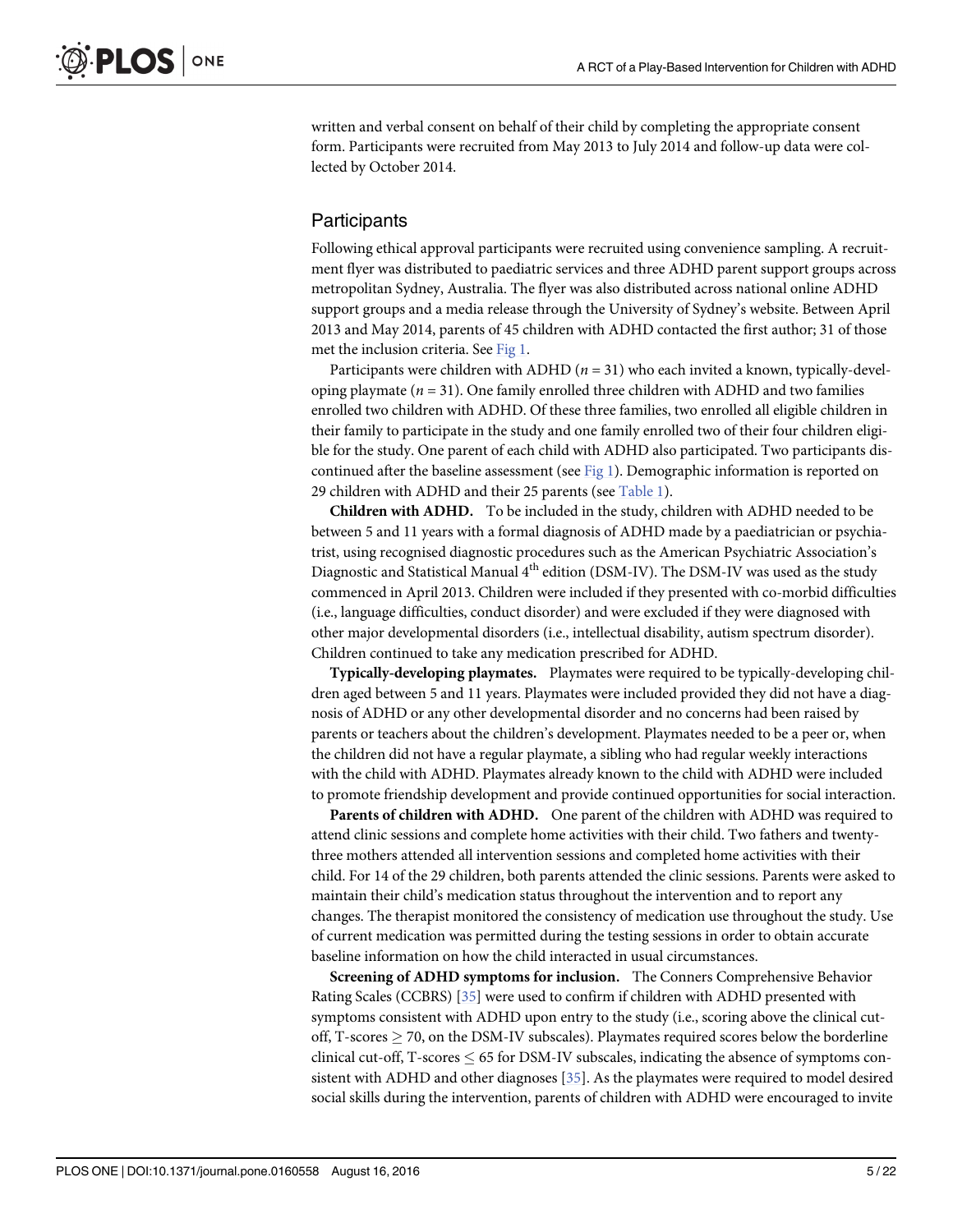written and verbal consent on behalf of their child by completing the appropriate consent form. Participants were recruited from May 2013 to July 2014 and follow-up data were collected by October 2014.

## Participants

Following ethical approval participants were recruited using convenience sampling. A recruitment flyer was distributed to paediatric services and three ADHD parent support groups across metropolitan Sydney, Australia. The flyer was also distributed across national online ADHD support groups and a media release through the University of Sydney's website. Between April 2013 and May 2014, parents of 45 children with ADHD contacted the first author; 31 of those met the inclusion criteria. See Fig 1.

Participants were children with ADHD ($n$ = 31) who each invited a known, typically-developing playmate ($n$ = 31). One family enrolled three children with ADHD and two families enrolled two children with ADHD. Of these three families, two enrolled all eligible children in their family to participate in the study and one family enrolled two of their four children eligible for the study. One parent of each child with ADHD also participated. Two participants discontinued after the baseline assessment (see Fig 1). Demographic information is reported on 29 children with ADHD and their 25 parents (see Table 1).

**Children with ADHD.** To be included in the study, children with ADHD needed to be between 5 and 11 years with a formal diagnosis of ADHD made by a paediatrician or psychiatrist, using recognised diagnostic procedures such as the American Psychiatric Association's Diagnostic and Statistical Manual 4th edition (DSM-IV). The DSM-IV was used as the study commenced in April 2013. Children were included if they presented with co-morbid difficulties (i.e., language difficulties, conduct disorder) and were excluded if they were diagnosed with other major developmental disorders (i.e., intellectual disability, autism spectrum disorder). Children continued to take any medication prescribed for ADHD.

**Typically-developing playmates.** Playmates were required to be typically-developing children aged between 5 and 11 years. Playmates were included provided they did not have a diagnosis of ADHD or any other developmental disorder and no concerns had been raised by parents or teachers about the children's development. Playmates needed to be a peer or, when the children did not have a regular playmate, a sibling who had regular weekly interactions with the child with ADHD. Playmates already known to the child with ADHD were included to promote friendship development and provide continued opportunities for social interaction.

**Parents of children with ADHD.** One parent of the children with ADHD was required to attend clinic sessions and complete home activities with their child. Two fathers and twenty-three mothers attended all intervention sessions and completed home activities with their child. For 14 of the 29 children, both parents attended the clinic sessions. Parents were asked to maintain their child's medication status throughout the intervention and to report any changes. The therapist monitored the consistency of medication use throughout the study. Use of current medication was permitted during the testing sessions in order to obtain accurate baseline information on how the child interacted in usual circumstances.

**Screening of ADHD symptoms for inclusion.** The Conners Comprehensive Behavior Rating Scales (CCBRS) [35] were used to confirm if children with ADHD presented with symptoms consistent with ADHD upon entry to the study (i.e., scoring above the clinical cut-off, T-scores $\geq 70$, on the DSM-IV subscales). Playmates required scores below the borderline clinical cut-off, T-scores $\leq 65$ for DSM-IV subscales, indicating the absence of symptoms consistent with ADHD and other diagnoses [35]. As the playmates were required to model desired social skills during the intervention, parents of children with ADHD were encouraged to invite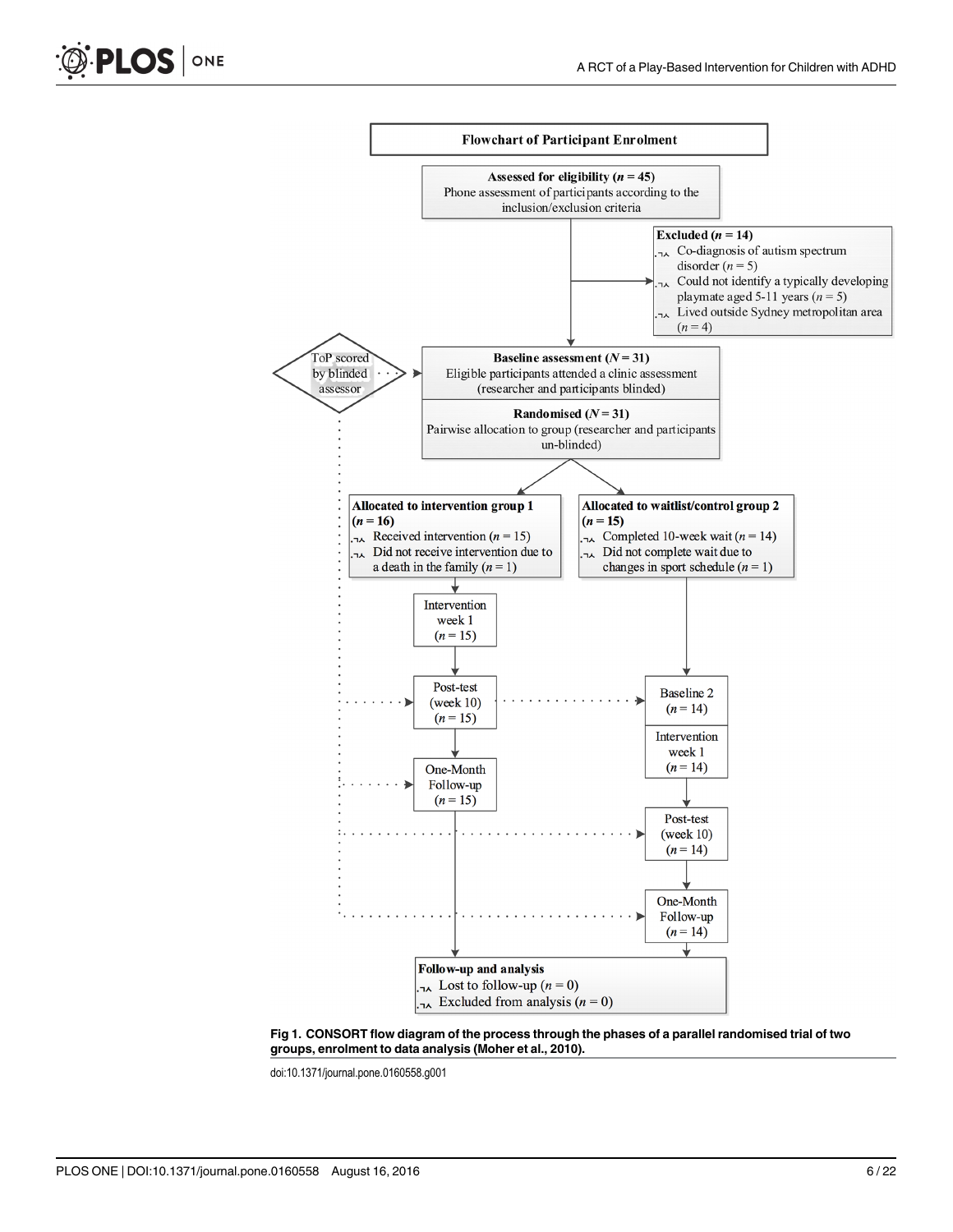**Flowchart of Participant Enrolment**

**Assessed for eligibility (*n* = 45)**
Phone assessment of participants according to the inclusion/exclusion criteria

**Excluded (*n* = 14)**
- Co-diagnosis of autism spectrum disorder (*n* = 5)
- Could not identify a typically developing playmate aged 5-11 years (*n* = 5)
- Lived outside Sydney metropolitan area (*n* = 4)

ToP scored by blinded assessor

**Baseline assessment (*N* = 31)**
Eligible participants attended a clinic assessment (researcher and participants blinded)

**Randomised (*N* = 31)**
Pairwise allocation to group (researcher and participants un-blinded)

**Allocated to intervention group 1 (*n* = 16)**
- Received intervention (*n* = 15)
- Did not receive intervention due to a death in the family (*n* = 1)

Intervention week 1 (*n* = 15)

Post-test (week 10) (*n* = 15)

One-Month Follow-up (*n* = 15)

**Allocated to waitlist/control group 2 (*n* = 15)**
- Completed 10-week wait (*n* = 14)
- Did not complete wait due to changes in sport schedule (*n* = 1)

Baseline 2 (*n* = 14)

Intervention week 1 (*n* = 14)

Post-test (week 10) (*n* = 14)

One-Month Follow-up (*n* = 14)

**Follow-up and analysis**
- Lost to follow-up (*n* = 0)
- Excluded from analysis (*n* = 0)

**Fig 1. CONSORT flow diagram of the process through the phases of a parallel randomised trial of two groups, enrolment to data analysis (Moher et al., 2010).**

doi:10.1371/journal.pone.0160558.g001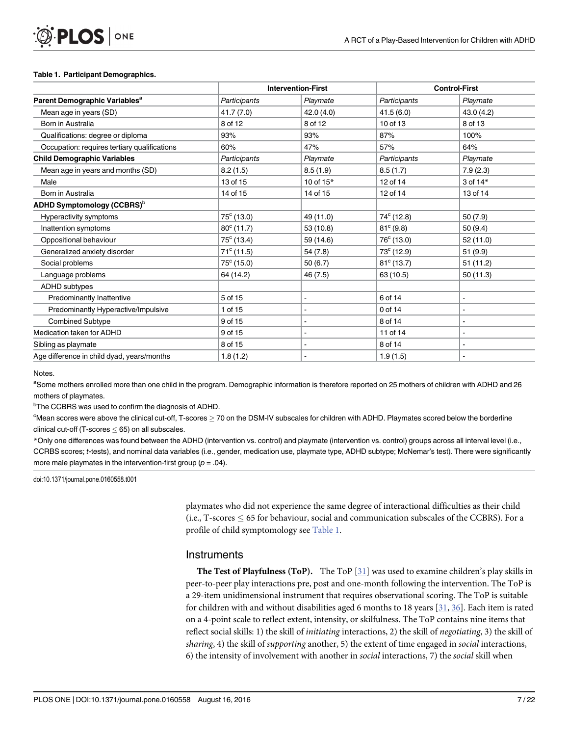**Table 1. Participant Demographics.**

| | Intervention-First | | Control-First | |
|---|---|---|---|---|
| **Parent Demographic Variables**[a] | *Participants* | *Playmate* | *Participants* | *Playmate* |
| Mean age in years (SD) | 41.7 (7.0) | 42.0 (4.0) | 41.5 (6.0) | 43.0 (4.2) |
| Born in Australia | 8 of 12 | 8 of 12 | 10 of 13 | 8 of 13 |
| Qualifications: degree or diploma | 93% | 93% | 87% | 100% |
| Occupation: requires tertiary qualifications | 60% | 47% | 57% | 64% |
| **Child Demographic Variables** | *Participants* | *Playmate* | *Participants* | *Playmate* |
| Mean age in years and months (SD) | 8.2 (1.5) | 8.5 (1.9) | 8.5 (1.7) | 7.9 (2.3) |
| Male | 13 of 15 | 10 of 15* | 12 of 14 | 3 of 14* |
| Born in Australia | 14 of 15 | 14 of 15 | 12 of 14 | 13 of 14 |
| **ADHD Symptomology (CCBRS)**[b] | | | | |
| Hyperactivity symptoms | 75[c] (13.0) | 49 (11.0) | 74[c] (12.8) | 50 (7.9) |
| Inattention symptoms | 80[c] (11.7) | 53 (10.8) | 81[c] (9.8) | 50 (9.4) |
| Oppositional behaviour | 75[c] (13.4) | 59 (14.6) | 76[c] (13.0) | 52 (11.0) |
| Generalized anxiety disorder | 71[c] (11.5) | 54 (7.8) | 73[c] (12.9) | 51 (9.9) |
| Social problems | 75[c] (15.0) | 50 (6.7) | 81[c] (13.7) | 51 (11.2) |
| Language problems | 64 (14.2) | 46 (7.5) | 63 (10.5) | 50 (11.3) |
| ADHD subtypes | | | | |
| Predominantly Inattentive | 5 of 15 | - | 6 of 14 | - |
| Predominantly Hyperactive/Impulsive | 1 of 15 | - | 0 of 14 | - |
| Combined Subtype | 9 of 15 | - | 8 of 14 | - |
| Medication taken for ADHD | 9 of 15 | - | 11 of 14 | - |
| Sibling as playmate | 8 of 15 | - | 8 of 14 | - |
| Age difference in child dyad, years/months | 1.8 (1.2) | - | 1.9 (1.5) | - |

Notes.

[a]Some mothers enrolled more than one child in the program. Demographic information is therefore reported on 25 mothers of children with ADHD and 26 mothers of playmates.

[b]The CCBRS was used to confirm the diagnosis of ADHD.

[c]Mean scores were above the clinical cut-off, T-scores $\geq$ 70 on the DSM-IV subscales for children with ADHD. Playmates scored below the borderline clinical cut-off (T-scores $\leq$ 65) on all subscales.

*Only one differences was found between the ADHD (intervention vs. control) and playmate (intervention vs. control) groups across all interval level (i.e., CCRBS scores; *t*-tests), and nominal data variables (i.e., gender, medication use, playmate type, ADHD subtype; McNemar's test). There were significantly more male playmates in the intervention-first group ($p$ = .04).

doi:10.1371/journal.pone.0160558.t001

playmates who did not experience the same degree of interactional difficulties as their child (i.e., T-scores $\leq$ 65 for behaviour, social and communication subscales of the CCBRS). For a profile of child symptomology see Table 1.

## Instruments

**The Test of Playfulness (ToP).** The ToP [31] was used to examine children's play skills in peer-to-peer play interactions pre, post and one-month following the intervention. The ToP is a 29-item unidimensional instrument that requires observational scoring. The ToP is suitable for children with and without disabilities aged 6 months to 18 years [31, 36]. Each item is rated on a 4-point scale to reflect extent, intensity, or skilfulness. The ToP contains nine items that reflect social skills: 1) the skill of *initiating* interactions, 2) the skill of *negotiating*, 3) the skill of *sharing*, 4) the skill of *supporting* another, 5) the extent of time engaged in *social* interactions, 6) the intensity of involvement with another in *social* interactions, 7) the *social* skill when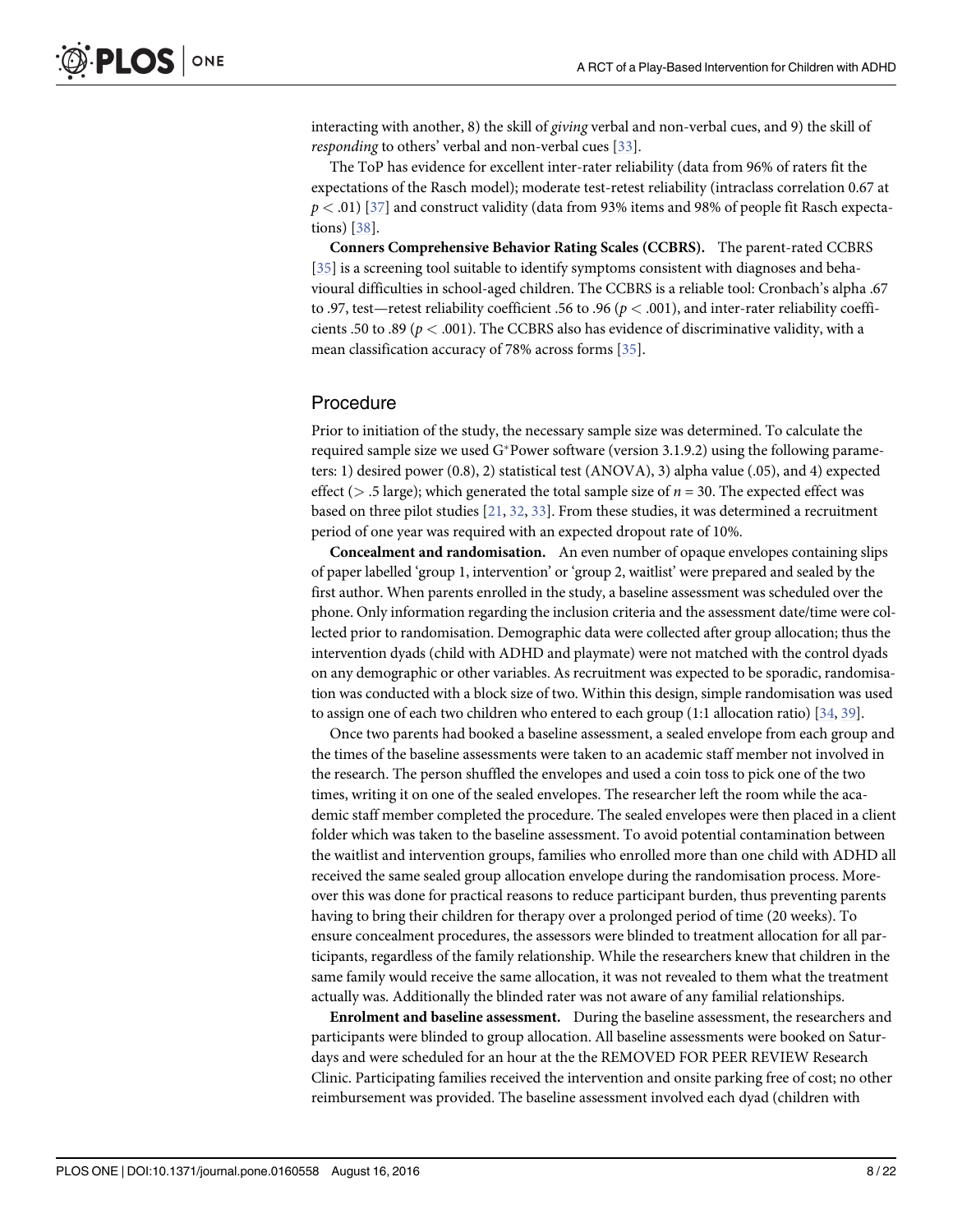interacting with another, 8) the skill of *giving* verbal and non-verbal cues, and 9) the skill of *responding* to others' verbal and non-verbal cues [33].

The ToP has evidence for excellent inter-rater reliability (data from 96% of raters fit the expectations of the Rasch model); moderate test-retest reliability (intraclass correlation 0.67 at $p < .01$) [37] and construct validity (data from 93% items and 98% of people fit Rasch expectations) [38].

**Conners Comprehensive Behavior Rating Scales (CCBRS).** The parent-rated CCBRS [35] is a screening tool suitable to identify symptoms consistent with diagnoses and behavioural difficulties in school-aged children. The CCBRS is a reliable tool: Cronbach's alpha .67 to .97, test—retest reliability coefficient .56 to .96 ($p < .001$), and inter-rater reliability coefficients .50 to .89 ($p < .001$). The CCBRS also has evidence of discriminative validity, with a mean classification accuracy of 78% across forms [35].

## Procedure

Prior to initiation of the study, the necessary sample size was determined. To calculate the required sample size we used G*Power software (version 3.1.9.2) using the following parameters: 1) desired power (0.8), 2) statistical test (ANOVA), 3) alpha value (.05), and 4) expected effect (> .5 large); which generated the total sample size of $n = 30$. The expected effect was based on three pilot studies [21, 32, 33]. From these studies, it was determined a recruitment period of one year was required with an expected dropout rate of 10%.

**Concealment and randomisation.** An even number of opaque envelopes containing slips of paper labelled 'group 1, intervention' or 'group 2, waitlist' were prepared and sealed by the first author. When parents enrolled in the study, a baseline assessment was scheduled over the phone. Only information regarding the inclusion criteria and the assessment date/time were collected prior to randomisation. Demographic data were collected after group allocation; thus the intervention dyads (child with ADHD and playmate) were not matched with the control dyads on any demographic or other variables. As recruitment was expected to be sporadic, randomisation was conducted with a block size of two. Within this design, simple randomisation was used to assign one of each two children who entered to each group (1:1 allocation ratio) [34, 39].

Once two parents had booked a baseline assessment, a sealed envelope from each group and the times of the baseline assessments were taken to an academic staff member not involved in the research. The person shuffled the envelopes and used a coin toss to pick one of the two times, writing it on one of the sealed envelopes. The researcher left the room while the academic staff member completed the procedure. The sealed envelopes were then placed in a client folder which was taken to the baseline assessment. To avoid potential contamination between the waitlist and intervention groups, families who enrolled more than one child with ADHD all received the same sealed group allocation envelope during the randomisation process. Moreover this was done for practical reasons to reduce participant burden, thus preventing parents having to bring their children for therapy over a prolonged period of time (20 weeks). To ensure concealment procedures, the assessors were blinded to treatment allocation for all participants, regardless of the family relationship. While the researchers knew that children in the same family would receive the same allocation, it was not revealed to them what the treatment actually was. Additionally the blinded rater was not aware of any familial relationships.

**Enrolment and baseline assessment.** During the baseline assessment, the researchers and participants were blinded to group allocation. All baseline assessments were booked on Saturdays and were scheduled for an hour at the the REMOVED FOR PEER REVIEW Research Clinic. Participating families received the intervention and onsite parking free of cost; no other reimbursement was provided. The baseline assessment involved each dyad (children with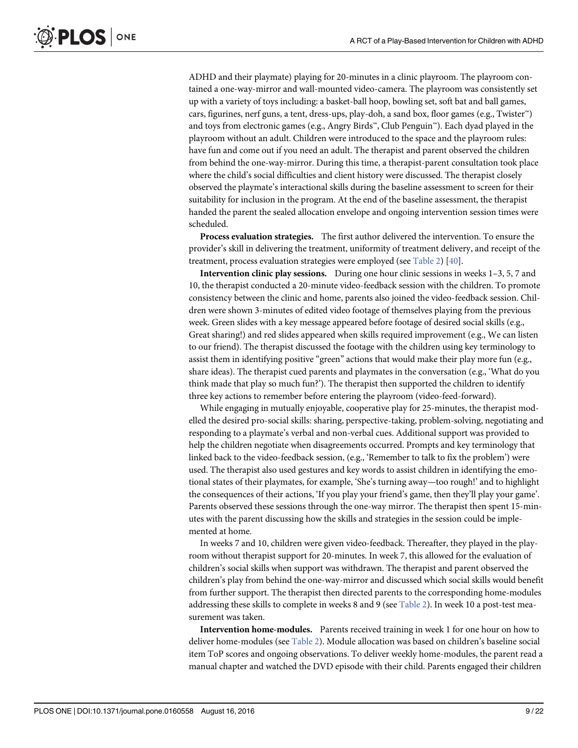ADHD and their playmate) playing for 20-minutes in a clinic playroom. The playroom contained a one-way-mirror and wall-mounted video-camera. The playroom was consistently set up with a variety of toys including: a basket-ball hoop, bowling set, soft bat and ball games, cars, figurines, nerf guns, a tent, dress-ups, play-doh, a sand box, floor games (e.g., Twister™) and toys from electronic games (e.g., Angry Birds™, Club Penguin™). Each dyad played in the playroom without an adult. Children were introduced to the space and the playroom rules: have fun and come out if you need an adult. The therapist and parent observed the children from behind the one-way-mirror. During this time, a therapist-parent consultation took place where the child's social difficulties and client history were discussed. The therapist closely observed the playmate's interactional skills during the baseline assessment to screen for their suitability for inclusion in the program. At the end of the baseline assessment, the therapist handed the parent the sealed allocation envelope and ongoing intervention session times were scheduled.

**Process evaluation strategies.** The first author delivered the intervention. To ensure the provider's skill in delivering the treatment, uniformity of treatment delivery, and receipt of the treatment, process evaluation strategies were employed (see Table 2) [40].

**Intervention clinic play sessions.** During one hour clinic sessions in weeks 1–3, 5, 7 and 10, the therapist conducted a 20-minute video-feedback session with the children. To promote consistency between the clinic and home, parents also joined the video-feedback session. Children were shown 3-minutes of edited video footage of themselves playing from the previous week. Green slides with a key message appeared before footage of desired social skills (e.g., Great sharing!) and red slides appeared when skills required improvement (e.g., We can listen to our friend). The therapist discussed the footage with the children using key terminology to assist them in identifying positive "green" actions that would make their play more fun (e.g., share ideas). The therapist cued parents and playmates in the conversation (e.g., 'What do you think made that play so much fun?'). The therapist then supported the children to identify three key actions to remember before entering the playroom (video-feed-forward).

While engaging in mutually enjoyable, cooperative play for 25-minutes, the therapist modelled the desired pro-social skills: sharing, perspective-taking, problem-solving, negotiating and responding to a playmate's verbal and non-verbal cues. Additional support was provided to help the children negotiate when disagreements occurred. Prompts and key terminology that linked back to the video-feedback session, (e.g., 'Remember to talk to fix the problem') were used. The therapist also used gestures and key words to assist children in identifying the emotional states of their playmates, for example, 'She's turning away—too rough!' and to highlight the consequences of their actions, 'If you play your friend's game, then they'll play your game'. Parents observed these sessions through the one-way mirror. The therapist then spent 15-minutes with the parent discussing how the skills and strategies in the session could be implemented at home.

In weeks 7 and 10, children were given video-feedback. Thereafter, they played in the playroom without therapist support for 20-minutes. In week 7, this allowed for the evaluation of children's social skills when support was withdrawn. The therapist and parent observed the children's play from behind the one-way-mirror and discussed which social skills would benefit from further support. The therapist then directed parents to the corresponding home-modules addressing these skills to complete in weeks 8 and 9 (see Table 2). In week 10 a post-test measurement was taken.

**Intervention home-modules.** Parents received training in week 1 for one hour on how to deliver home-modules (see Table 2). Module allocation was based on children's baseline social item ToP scores and ongoing observations. To deliver weekly home-modules, the parent read a manual chapter and watched the DVD episode with their child. Parents engaged their children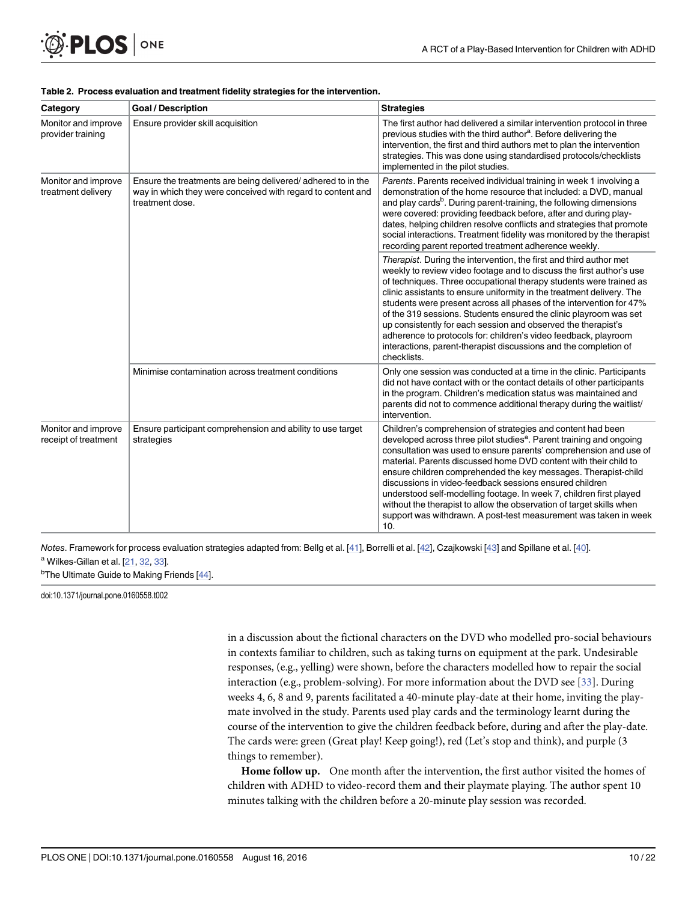**Table 2. Process evaluation and treatment fidelity strategies for the intervention.**

| Category | Goal / Description | Strategies |
| --- | --- | --- |
| Monitor and improve provider training | Ensure provider skill acquisition | The first author had delivered a similar intervention protocol in three previous studies with the third author[a]. Before delivering the intervention, the first and third authors met to plan the intervention strategies. This was done using standardised protocols/checklists implemented in the pilot studies. |
| Monitor and improve treatment delivery | Ensure the treatments are being delivered/ adhered to in the way in which they were conceived with regard to content and treatment dose. | *Parents*. Parents received individual training in week 1 involving a demonstration of the home resource that included: a DVD, manual and play cards[b]. During parent-training, the following dimensions were covered: providing feedback before, after and during play-dates, helping children resolve conflicts and strategies that promote social interactions. Treatment fidelity was monitored by the therapist recording parent reported treatment adherence weekly. |
| | | *Therapist*. During the intervention, the first and third author met weekly to review video footage and to discuss the first author's use of techniques. Three occupational therapy students were trained as clinic assistants to ensure uniformity in the treatment delivery. The students were present across all phases of the intervention for 47% of the 319 sessions. Students ensured the clinic playroom was set up consistently for each session and observed the therapist's adherence to protocols for: children's video feedback, playroom interactions, parent-therapist discussions and the completion of checklists. |
| | Minimise contamination across treatment conditions | Only one session was conducted at a time in the clinic. Participants did not have contact with or the contact details of other participants in the program. Children's medication status was maintained and parents did not to commence additional therapy during the waitlist/ intervention. |
| Monitor and improve receipt of treatment | Ensure participant comprehension and ability to use target strategies | Children's comprehension of strategies and content had been developed across three pilot studies[a]. Parent training and ongoing consultation was used to ensure parents' comprehension and use of material. Parents discussed home DVD content with their child to ensure children comprehended the key messages. Therapist-child discussions in video-feedback sessions ensured children understood self-modelling footage. In week 7, children first played without the therapist to allow the observation of target skills when support was withdrawn. A post-test measurement was taken in week 10. |

*Notes*. Framework for process evaluation strategies adapted from: Bellg et al. [41], Borrelli et al. [42], Czajkowski [43] and Spillane et al. [40].

[a] Wilkes-Gillan et al. [21, 32, 33].

[b] The Ultimate Guide to Making Friends [44].

doi:10.1371/journal.pone.0160558.t002

in a discussion about the fictional characters on the DVD who modelled pro-social behaviours in contexts familiar to children, such as taking turns on equipment at the park. Undesirable responses, (e.g., yelling) were shown, before the characters modelled how to repair the social interaction (e.g., problem-solving). For more information about the DVD see [33]. During weeks 4, 6, 8 and 9, parents facilitated a 40-minute play-date at their home, inviting the playmate involved in the study. Parents used play cards and the terminology learnt during the course of the intervention to give the children feedback before, during and after the play-date. The cards were: green (Great play! Keep going!), red (Let's stop and think), and purple (3 things to remember).

**Home follow up.** One month after the intervention, the first author visited the homes of children with ADHD to video-record them and their playmate playing. The author spent 10 minutes talking with the children before a 20-minute play session was recorded.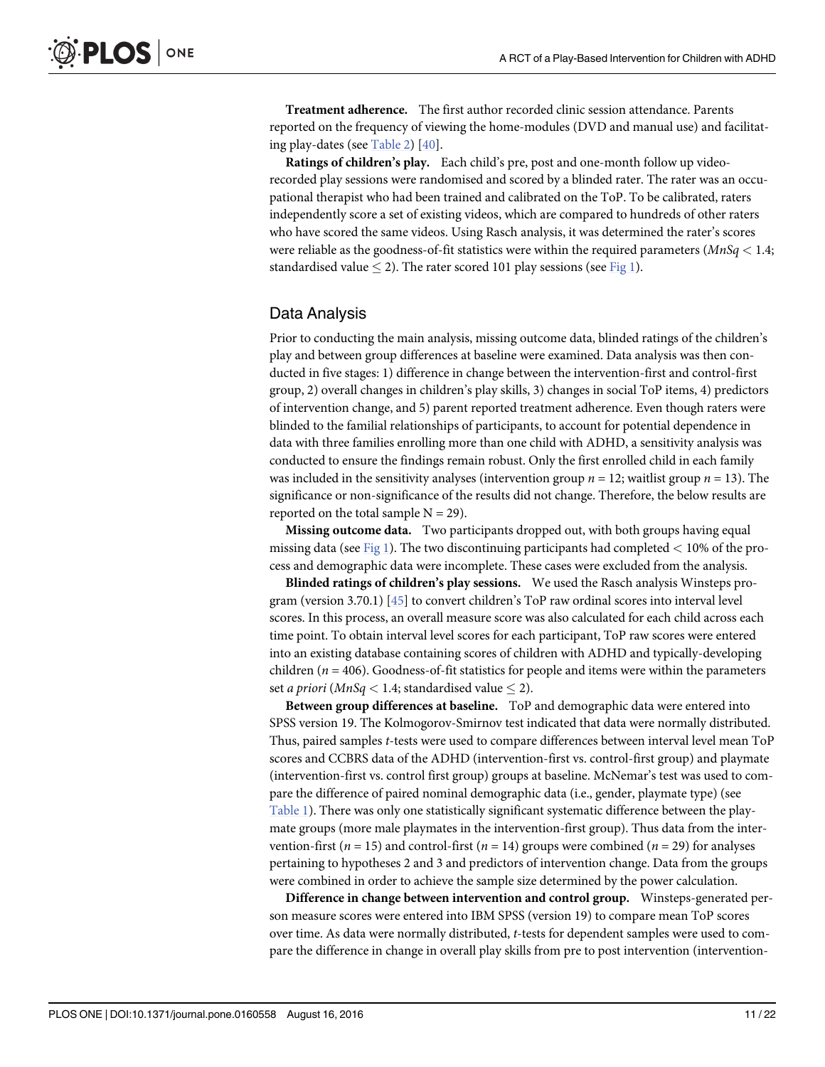**Treatment adherence.** The first author recorded clinic session attendance. Parents reported on the frequency of viewing the home-modules (DVD and manual use) and facilitating play-dates (see Table 2) [40].

**Ratings of children's play.** Each child's pre, post and one-month follow up video-recorded play sessions were randomised and scored by a blinded rater. The rater was an occupational therapist who had been trained and calibrated on the ToP. To be calibrated, raters independently score a set of existing videos, which are compared to hundreds of other raters who have scored the same videos. Using Rasch analysis, it was determined the rater's scores were reliable as the goodness-of-fit statistics were within the required parameters ($MnSq < 1.4$; standardised value $\leq 2$). The rater scored 101 play sessions (see Fig 1).

## Data Analysis

Prior to conducting the main analysis, missing outcome data, blinded ratings of the children's play and between group differences at baseline were examined. Data analysis was then conducted in five stages: 1) difference in change between the intervention-first and control-first group, 2) overall changes in children's play skills, 3) changes in social ToP items, 4) predictors of intervention change, and 5) parent reported treatment adherence. Even though raters were blinded to the familial relationships of participants, to account for potential dependence in data with three families enrolling more than one child with ADHD, a sensitivity analysis was conducted to ensure the findings remain robust. Only the first enrolled child in each family was included in the sensitivity analyses (intervention group $n = 12$; waitlist group $n = 13$). The significance or non-significance of the results did not change. Therefore, the below results are reported on the total sample $N = 29$).

**Missing outcome data.** Two participants dropped out, with both groups having equal missing data (see Fig 1). The two discontinuing participants had completed < 10% of the process and demographic data were incomplete. These cases were excluded from the analysis.

**Blinded ratings of children's play sessions.** We used the Rasch analysis Winsteps program (version 3.70.1) [45] to convert children's ToP raw ordinal scores into interval level scores. In this process, an overall measure score was also calculated for each child across each time point. To obtain interval level scores for each participant, ToP raw scores were entered into an existing database containing scores of children with ADHD and typically-developing children ($n = 406$). Goodness-of-fit statistics for people and items were within the parameters set *a priori* ($MnSq < 1.4$; standardised value $\leq 2$).

**Between group differences at baseline.** ToP and demographic data were entered into SPSS version 19. The Kolmogorov-Smirnov test indicated that data were normally distributed. Thus, paired samples *t*-tests were used to compare differences between interval level mean ToP scores and CCBRS data of the ADHD (intervention-first vs. control-first group) and playmate (intervention-first vs. control first group) groups at baseline. McNemar's test was used to compare the difference of paired nominal demographic data (i.e., gender, playmate type) (see Table 1). There was only one statistically significant systematic difference between the playmate groups (more male playmates in the intervention-first group). Thus data from the intervention-first ($n = 15$) and control-first ($n = 14$) groups were combined ($n = 29$) for analyses pertaining to hypotheses 2 and 3 and predictors of intervention change. Data from the groups were combined in order to achieve the sample size determined by the power calculation.

**Difference in change between intervention and control group.** Winsteps-generated person measure scores were entered into IBM SPSS (version 19) to compare mean ToP scores over time. As data were normally distributed, *t*-tests for dependent samples were used to compare the difference in change in overall play skills from pre to post intervention (intervention-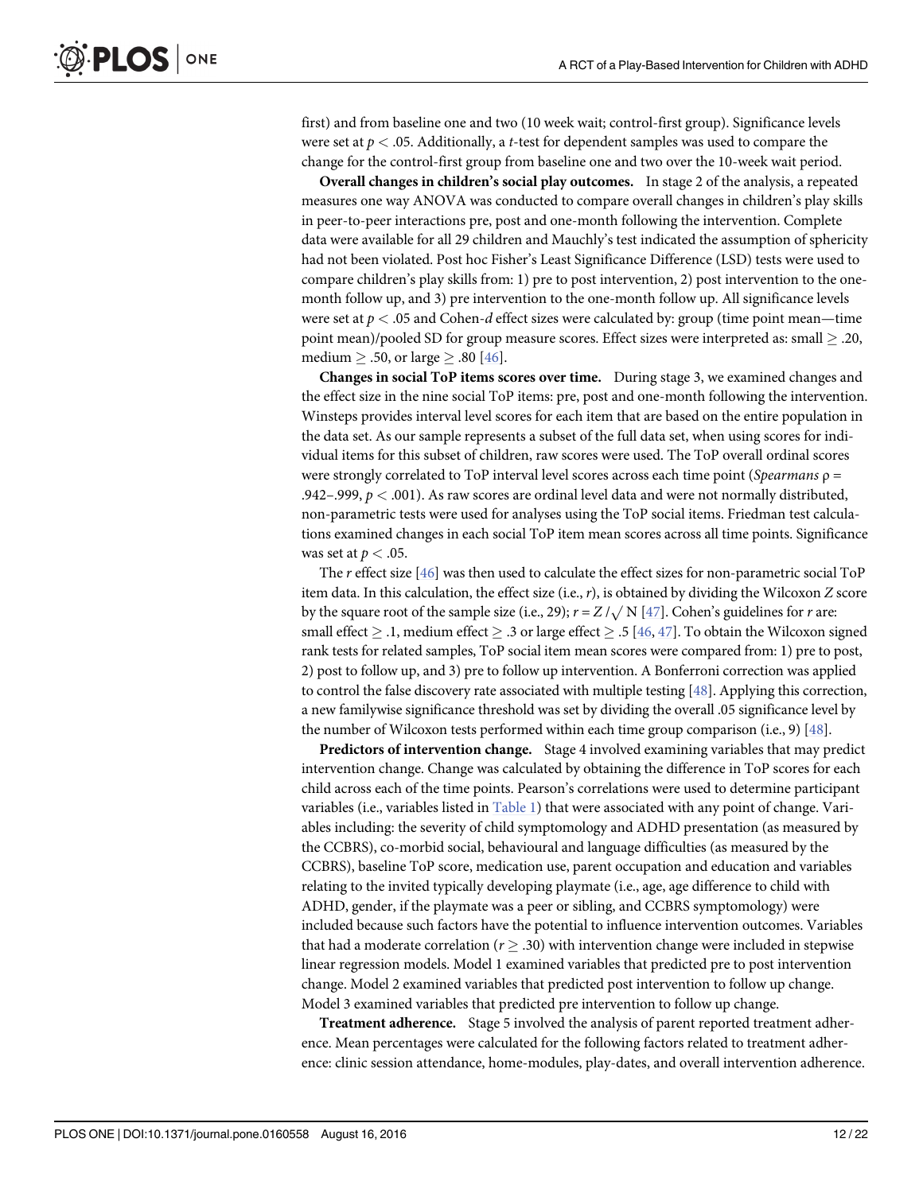first) and from baseline one and two (10 week wait; control-first group). Significance levels were set at $p < .05$. Additionally, a $t$-test for dependent samples was used to compare the change for the control-first group from baseline one and two over the 10-week wait period.

**Overall changes in children's social play outcomes.** In stage 2 of the analysis, a repeated measures one way ANOVA was conducted to compare overall changes in children's play skills in peer-to-peer interactions pre, post and one-month following the intervention. Complete data were available for all 29 children and Mauchly's test indicated the assumption of sphericity had not been violated. Post hoc Fisher's Least Significance Difference (LSD) tests were used to compare children's play skills from: 1) pre to post intervention, 2) post intervention to the one-month follow up, and 3) pre intervention to the one-month follow up. All significance levels were set at $p < .05$ and Cohen-$d$ effect sizes were calculated by: group (time point mean—time point mean)/pooled SD for group measure scores. Effect sizes were interpreted as: small $\geq .20$, medium $\geq .50$, or large $\geq .80$ [46].

**Changes in social ToP items scores over time.** During stage 3, we examined changes and the effect size in the nine social ToP items: pre, post and one-month following the intervention. Winsteps provides interval level scores for each item that are based on the entire population in the data set. As our sample represents a subset of the full data set, when using scores for individual items for this subset of children, raw scores were used. The ToP overall ordinal scores were strongly correlated to ToP interval level scores across each time point (*Spearmans* $\rho$ = .942–.999, $p < .001$). As raw scores are ordinal level data and were not normally distributed, non-parametric tests were used for analyses using the ToP social items. Friedman test calculations examined changes in each social ToP item mean scores across all time points. Significance was set at $p < .05$.

The $r$ effect size [46] was then used to calculate the effect sizes for non-parametric social ToP item data. In this calculation, the effect size (i.e., $r$), is obtained by dividing the Wilcoxon $Z$ score by the square root of the sample size (i.e., 29); $r = Z / \sqrt{N}$ [47]. Cohen's guidelines for $r$ are: small effect $\geq .1$, medium effect $\geq .3$ or large effect $\geq .5$ [46, 47]. To obtain the Wilcoxon signed rank tests for related samples, ToP social item mean scores were compared from: 1) pre to post, 2) post to follow up, and 3) pre to follow up intervention. A Bonferroni correction was applied to control the false discovery rate associated with multiple testing [48]. Applying this correction, a new familywise significance threshold was set by dividing the overall .05 significance level by the number of Wilcoxon tests performed within each time group comparison (i.e., 9) [48].

**Predictors of intervention change.** Stage 4 involved examining variables that may predict intervention change. Change was calculated by obtaining the difference in ToP scores for each child across each of the time points. Pearson's correlations were used to determine participant variables (i.e., variables listed in Table 1) that were associated with any point of change. Variables including: the severity of child symptomology and ADHD presentation (as measured by the CCBRS), co-morbid social, behavioural and language difficulties (as measured by the CCBRS), baseline ToP score, medication use, parent occupation and education and variables relating to the invited typically developing playmate (i.e., age, age difference to child with ADHD, gender, if the playmate was a peer or sibling, and CCBRS symptomology) were included because such factors have the potential to influence intervention outcomes. Variables that had a moderate correlation ($r \geq .30$) with intervention change were included in stepwise linear regression models. Model 1 examined variables that predicted pre to post intervention change. Model 2 examined variables that predicted post intervention to follow up change. Model 3 examined variables that predicted pre intervention to follow up change.

**Treatment adherence.** Stage 5 involved the analysis of parent reported treatment adherence. Mean percentages were calculated for the following factors related to treatment adherence: clinic session attendance, home-modules, play-dates, and overall intervention adherence.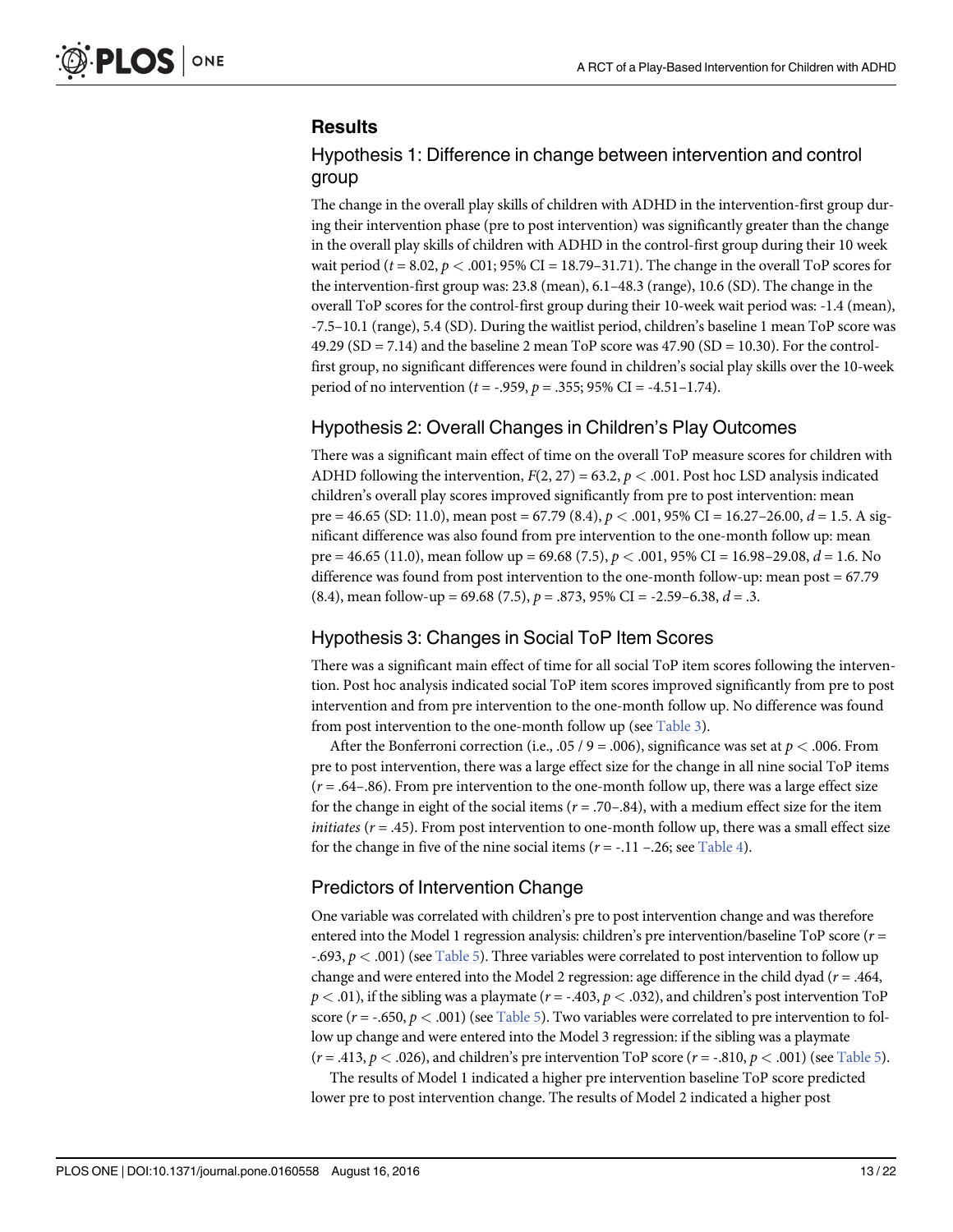## Results

### Hypothesis 1: Difference in change between intervention and control group

The change in the overall play skills of children with ADHD in the intervention-first group during their intervention phase (pre to post intervention) was significantly greater than the change in the overall play skills of children with ADHD in the control-first group during their 10 week wait period ($t = 8.02$, $p < .001$; 95% CI = 18.79–31.71). The change in the overall ToP scores for the intervention-first group was: 23.8 (mean), 6.1–48.3 (range), 10.6 (SD). The change in the overall ToP scores for the control-first group during their 10-week wait period was: -1.4 (mean), -7.5–10.1 (range), 5.4 (SD). During the waitlist period, children's baseline 1 mean ToP score was 49.29 (SD = 7.14) and the baseline 2 mean ToP score was 47.90 (SD = 10.30). For the control-first group, no significant differences were found in children's social play skills over the 10-week period of no intervention ($t = -.959$, $p = .355$; 95% CI = -4.51–1.74).

### Hypothesis 2: Overall Changes in Children's Play Outcomes

There was a significant main effect of time on the overall ToP measure scores for children with ADHD following the intervention, $F(2, 27) = 63.2$, $p < .001$. Post hoc LSD analysis indicated children's overall play scores improved significantly from pre to post intervention: mean pre = 46.65 (SD: 11.0), mean post = 67.79 (8.4), $p < .001$, 95% CI = 16.27–26.00, $d = 1.5$. A significant difference was also found from pre intervention to the one-month follow up: mean pre = 46.65 (11.0), mean follow up = 69.68 (7.5), $p < .001$, 95% CI = 16.98–29.08, $d = 1.6$. No difference was found from post intervention to the one-month follow-up: mean post = 67.79 (8.4), mean follow-up = 69.68 (7.5), $p = .873$, 95% CI = -2.59–6.38, $d = .3$.

### Hypothesis 3: Changes in Social ToP Item Scores

There was a significant main effect of time for all social ToP item scores following the intervention. Post hoc analysis indicated social ToP item scores improved significantly from pre to post intervention and from pre intervention to the one-month follow up. No difference was found from post intervention to the one-month follow up (see Table 3).

After the Bonferroni correction (i.e., .05 / 9 = .006), significance was set at $p < .006$. From pre to post intervention, there was a large effect size for the change in all nine social ToP items ($r = .64$–.86). From pre intervention to the one-month follow up, there was a large effect size for the change in eight of the social items ($r = .70$–.84), with a medium effect size for the item *initiates* ($r = .45$). From post intervention to one-month follow up, there was a small effect size for the change in five of the nine social items ($r = -.11$ –.26; see Table 4).

### Predictors of Intervention Change

One variable was correlated with children's pre to post intervention change and was therefore entered into the Model 1 regression analysis: children's pre intervention/baseline ToP score ($r = -.693$, $p < .001$) (see Table 5). Three variables were correlated to post intervention to follow up change and were entered into the Model 2 regression: age difference in the child dyad ($r = .464$, $p < .01$), if the sibling was a playmate ($r = -.403$, $p < .032$), and children's post intervention ToP score ($r = -.650$, $p < .001$) (see Table 5). Two variables were correlated to pre intervention to follow up change and were entered into the Model 3 regression: if the sibling was a playmate ($r = .413$, $p < .026$), and children's pre intervention ToP score ($r = -.810$, $p < .001$) (see Table 5).

The results of Model 1 indicated a higher pre intervention baseline ToP score predicted lower pre to post intervention change. The results of Model 2 indicated a higher post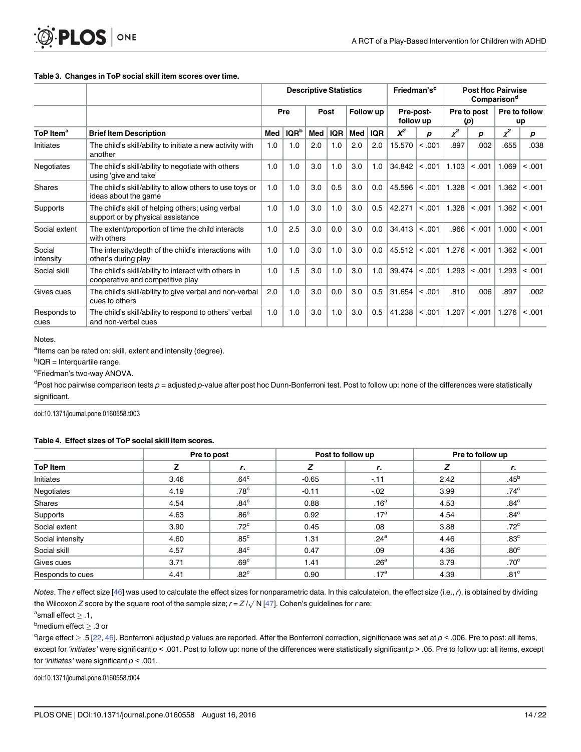**Table 3. Changes in ToP social skill item scores over time.**

| | | Descriptive Statistics | | | | | | Friedman's[c] | | Post Hoc Pairwise Comparison[d] | | | |
|---|---|---|---|---|---|---|---|---|---|---|---|---|---|
| | | Pre | | Post | | Follow up | | Pre-post-follow up | | Pre to post (p) | | Pre to follow up | |
| ToP Item[a] | Brief Item Description | Med | IQR[b] | Med | IQR | Med | IQR | $X^2$ | p | $\chi^2$ | p | $\chi^2$ | p |
| Initiates | The child's skill/ability to initiate a new activity with another | 1.0 | 1.0 | 2.0 | 1.0 | 2.0 | 2.0 | 15.570 | < .001 | .897 | .002 | .655 | .038 |
| Negotiates | The child's skill/ability to negotiate with others using 'give and take' | 1.0 | 1.0 | 3.0 | 1.0 | 3.0 | 1.0 | 34.842 | < .001 | 1.103 | < .001 | 1.069 | < .001 |
| Shares | The child's skill/ability to allow others to use toys or ideas about the game | 1.0 | 1.0 | 3.0 | 0.5 | 3.0 | 0.0 | 45.596 | < .001 | 1.328 | < .001 | 1.362 | < .001 |
| Supports | The child's skill of helping others; using verbal support or by physical assistance | 1.0 | 1.0 | 3.0 | 1.0 | 3.0 | 0.5 | 42.271 | < .001 | 1.328 | < .001 | 1.362 | < .001 |
| Social extent | The extent/proportion of time the child interacts with others | 1.0 | 2.5 | 3.0 | 0.0 | 3.0 | 0.0 | 34.413 | < .001 | .966 | < .001 | 1.000 | < .001 |
| Social intensity | The intensity/depth of the child's interactions with other's during play | 1.0 | 1.0 | 3.0 | 1.0 | 3.0 | 0.0 | 45.512 | < .001 | 1.276 | < .001 | 1.362 | < .001 |
| Social skill | The child's skill/ability to interact with others in cooperative and competitive play | 1.0 | 1.5 | 3.0 | 1.0 | 3.0 | 1.0 | 39.474 | < .001 | 1.293 | < .001 | 1.293 | < .001 |
| Gives cues | The child's skill/ability to give verbal and non-verbal cues to others | 2.0 | 1.0 | 3.0 | 0.0 | 3.0 | 0.5 | 31.654 | < .001 | .810 | .006 | .897 | .002 |
| Responds to cues | The child's skill/ability to respond to others' verbal and non-verbal cues | 1.0 | 1.0 | 3.0 | 1.0 | 3.0 | 0.5 | 41.238 | < .001 | 1.207 | < .001 | 1.276 | < .001 |

Notes.

[a]Items can be rated on: skill, extent and intensity (degree).

[b]IQR = Interquartile range.

[c]Friedman's two-way ANOVA.

[d]Post hoc pairwise comparison tests p = adjusted p-value after post hoc Dunn-Bonferroni test. Post to follow up: none of the differences were statistically significant.

doi:10.1371/journal.pone.0160558.t003

**Table 4. Effect sizes of ToP social skill item scores.**

| | Pre to post | | Post to follow up | | Pre to follow up | |
|---|---|---|---|---|---|---|
| ToP Item | Z | r. | Z | r. | Z | r. |
| Initiates | 3.46 | .64[c] | -0.65 | -.11 | 2.42 | .45[b] |
| Negotiates | 4.19 | .78[c] | -0.11 | -.02 | 3.99 | .74[c] |
| Shares | 4.54 | .84[c] | 0.88 | .16[a] | 4.53 | .84[c] |
| Supports | 4.63 | .86[c] | 0.92 | .17[a] | 4.54 | .84[c] |
| Social extent | 3.90 | .72[c] | 0.45 | .08 | 3.88 | .72[c] |
| Social intensity | 4.60 | .85[c] | 1.31 | .24[a] | 4.46 | .83[c] |
| Social skill | 4.57 | .84[c] | 0.47 | .09 | 4.36 | .80[c] |
| Gives cues | 3.71 | .69[c] | 1.41 | .26[a] | 3.79 | .70[c] |
| Responds to cues | 4.41 | .82[c] | 0.90 | .17[a] | 4.39 | .81[c] |

*Notes*. The r effect size [46] was used to calculate the effect sizes for nonparametric data. In this calculateion, the effect size (i.e., r), is obtained by dividing the Wilcoxon Z score by the square root of the sample size; $r = Z/\sqrt{N}$ [47]. Cohen's guidelines for r are:

[a]small effect $\geq .1$,

[b]medium effect $\geq .3$ or

[c]large effect $\geq .5$ [22, 46]. Bonferroni adjusted p values are reported. After the Bonferroni correction, significnace was set at $p < .006$. Pre to post: all items, except for *'initiates'* were significant $p < .001$. Post to follow up: none of the differences were statistically significant $p > .05$. Pre to follow up: all items, except for *'initiates'* were significant $p < .001$.

doi:10.1371/journal.pone.0160558.t004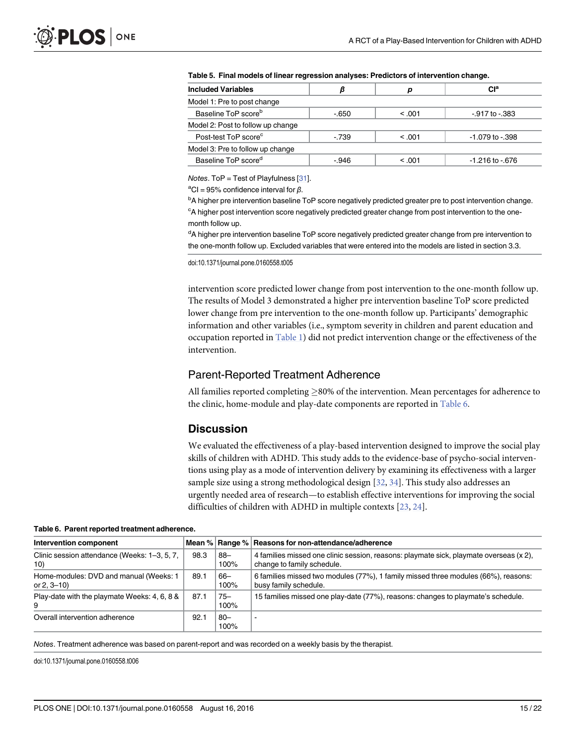**Table 5. Final models of linear regression analyses: Predictors of intervention change.**

| Included Variables | $\beta$ | $p$ | CI[a] |
|---|---|---|---|
| Model 1: Pre to post change | | | |
| Baseline ToP score[b] | -.650 | < .001 | -.917 to -.383 |
| Model 2: Post to follow up change | | | |
| Post-test ToP score[c] | -.739 | < .001 | -1.079 to -.398 |
| Model 3: Pre to follow up change | | | |
| Baseline ToP score[d] | -.946 | < .001 | -1.216 to -.676 |

*Notes*. ToP = Test of Playfulness [31].

[a]CI = 95% confidence interval for $\beta$.

[b]A higher pre intervention baseline ToP score negatively predicted greater pre to post intervention change.

[c]A higher post intervention score negatively predicted greater change from post intervention to the one-month follow up.

[d]A higher pre intervention baseline ToP score negatively predicted greater change from pre intervention to the one-month follow up. Excluded variables that were entered into the models are listed in section 3.3.

doi:10.1371/journal.pone.0160558.t005

intervention score predicted lower change from post intervention to the one-month follow up. The results of Model 3 demonstrated a higher pre intervention baseline ToP score predicted lower change from pre intervention to the one-month follow up. Participants' demographic information and other variables (i.e., symptom severity in children and parent education and occupation reported in Table 1) did not predict intervention change or the effectiveness of the intervention.

## Parent-Reported Treatment Adherence

All families reported completing ≥80% of the intervention. Mean percentages for adherence to the clinic, home-module and play-date components are reported in Table 6.

## Discussion

We evaluated the effectiveness of a play-based intervention designed to improve the social play skills of children with ADHD. This study adds to the evidence-base of psycho-social interventions using play as a mode of intervention delivery by examining its effectiveness with a larger sample size using a strong methodological design [32, 34]. This study also addresses an urgently needed area of research—to establish effective interventions for improving the social difficulties of children with ADHD in multiple contexts [23, 24].

**Table 6. Parent reported treatment adherence.**

| Intervention component | Mean % | Range % | Reasons for non-attendance/adherence |
|---|---|---|---|
| Clinic session attendance (Weeks: 1–3, 5, 7, 10) | 98.3 | 88–100% | 4 families missed one clinic session, reasons: playmate sick, playmate overseas (x 2), change to family schedule. |
| Home-modules: DVD and manual (Weeks: 1 or 2, 3–10) | 89.1 | 66–100% | 6 families missed two modules (77%), 1 family missed three modules (66%), reasons: busy family schedule. |
| Play-date with the playmate Weeks: 4, 6, 8 & 9 | 87.1 | 75–100% | 15 families missed one play-date (77%), reasons: changes to playmate's schedule. |
| Overall intervention adherence | 92.1 | 80–100% | - |

*Notes*. Treatment adherence was based on parent-report and was recorded on a weekly basis by the therapist.

doi:10.1371/journal.pone.0160558.t006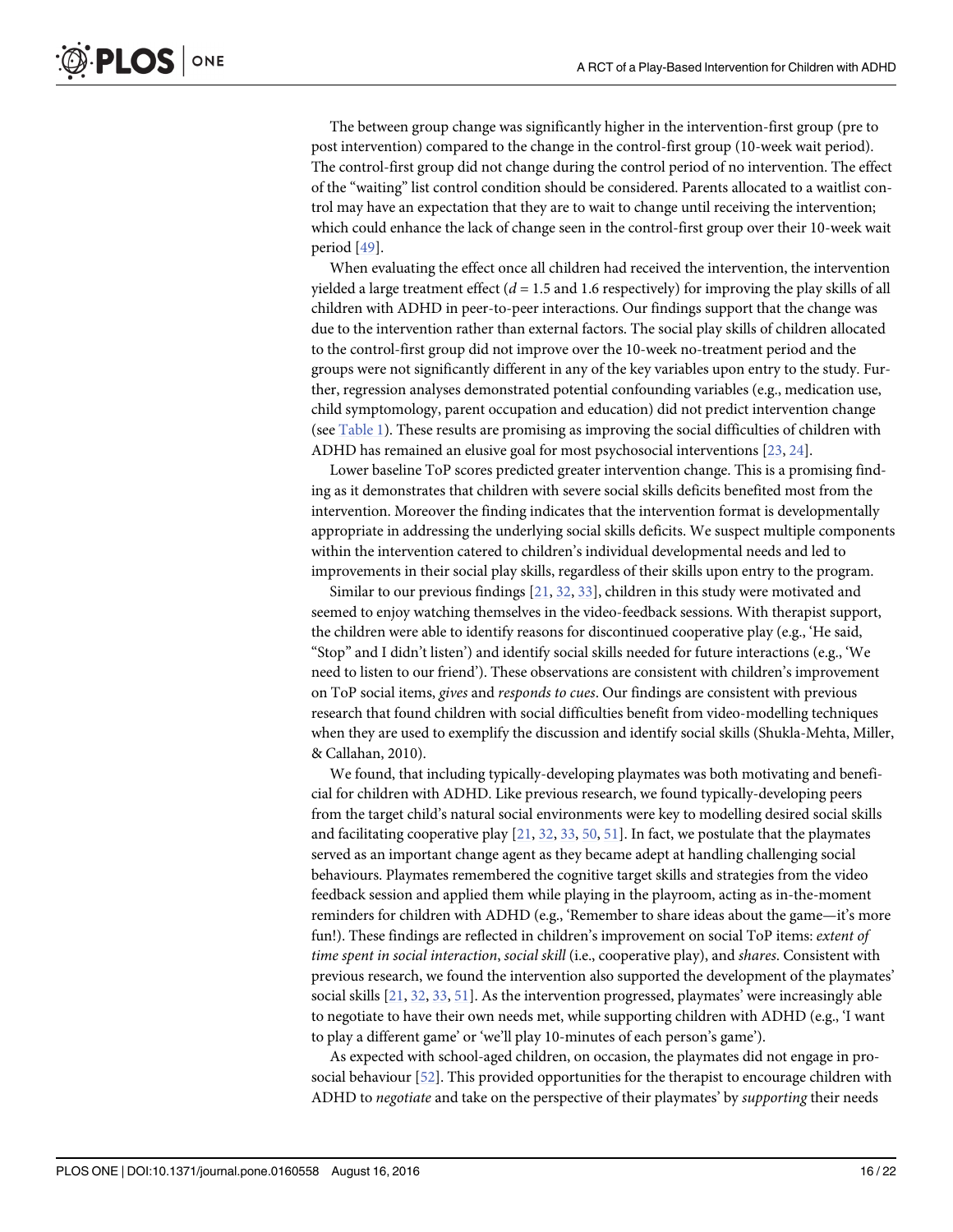The between group change was significantly higher in the intervention-first group (pre to post intervention) compared to the change in the control-first group (10-week wait period). The control-first group did not change during the control period of no intervention. The effect of the "waiting" list control condition should be considered. Parents allocated to a waitlist control may have an expectation that they are to wait to change until receiving the intervention; which could enhance the lack of change seen in the control-first group over their 10-week wait period [49].

When evaluating the effect once all children had received the intervention, the intervention yielded a large treatment effect ($d$ = 1.5 and 1.6 respectively) for improving the play skills of all children with ADHD in peer-to-peer interactions. Our findings support that the change was due to the intervention rather than external factors. The social play skills of children allocated to the control-first group did not improve over the 10-week no-treatment period and the groups were not significantly different in any of the key variables upon entry to the study. Further, regression analyses demonstrated potential confounding variables (e.g., medication use, child symptomology, parent occupation and education) did not predict intervention change (see Table 1). These results are promising as improving the social difficulties of children with ADHD has remained an elusive goal for most psychosocial interventions [23, 24].

Lower baseline ToP scores predicted greater intervention change. This is a promising finding as it demonstrates that children with severe social skills deficits benefited most from the intervention. Moreover the finding indicates that the intervention format is developmentally appropriate in addressing the underlying social skills deficits. We suspect multiple components within the intervention catered to children's individual developmental needs and led to improvements in their social play skills, regardless of their skills upon entry to the program.

Similar to our previous findings [21, 32, 33], children in this study were motivated and seemed to enjoy watching themselves in the video-feedback sessions. With therapist support, the children were able to identify reasons for discontinued cooperative play (e.g., 'He said, "Stop" and I didn't listen') and identify social skills needed for future interactions (e.g., 'We need to listen to our friend'). These observations are consistent with children's improvement on ToP social items, *gives* and *responds to cues*. Our findings are consistent with previous research that found children with social difficulties benefit from video-modelling techniques when they are used to exemplify the discussion and identify social skills (Shukla-Mehta, Miller, & Callahan, 2010).

We found, that including typically-developing playmates was both motivating and beneficial for children with ADHD. Like previous research, we found typically-developing peers from the target child's natural social environments were key to modelling desired social skills and facilitating cooperative play [21, 32, 33, 50, 51]. In fact, we postulate that the playmates served as an important change agent as they became adept at handling challenging social behaviours. Playmates remembered the cognitive target skills and strategies from the video feedback session and applied them while playing in the playroom, acting as in-the-moment reminders for children with ADHD (e.g., 'Remember to share ideas about the game—it's more fun!). These findings are reflected in children's improvement on social ToP items: *extent of time spent in social interaction*, *social skill* (i.e., cooperative play), and *shares*. Consistent with previous research, we found the intervention also supported the development of the playmates' social skills [21, 32, 33, 51]. As the intervention progressed, playmates' were increasingly able to negotiate to have their own needs met, while supporting children with ADHD (e.g., 'I want to play a different game' or 'we'll play 10-minutes of each person's game').

As expected with school-aged children, on occasion, the playmates did not engage in prosocial behaviour [52]. This provided opportunities for the therapist to encourage children with ADHD to *negotiate* and take on the perspective of their playmates' by *supporting* their needs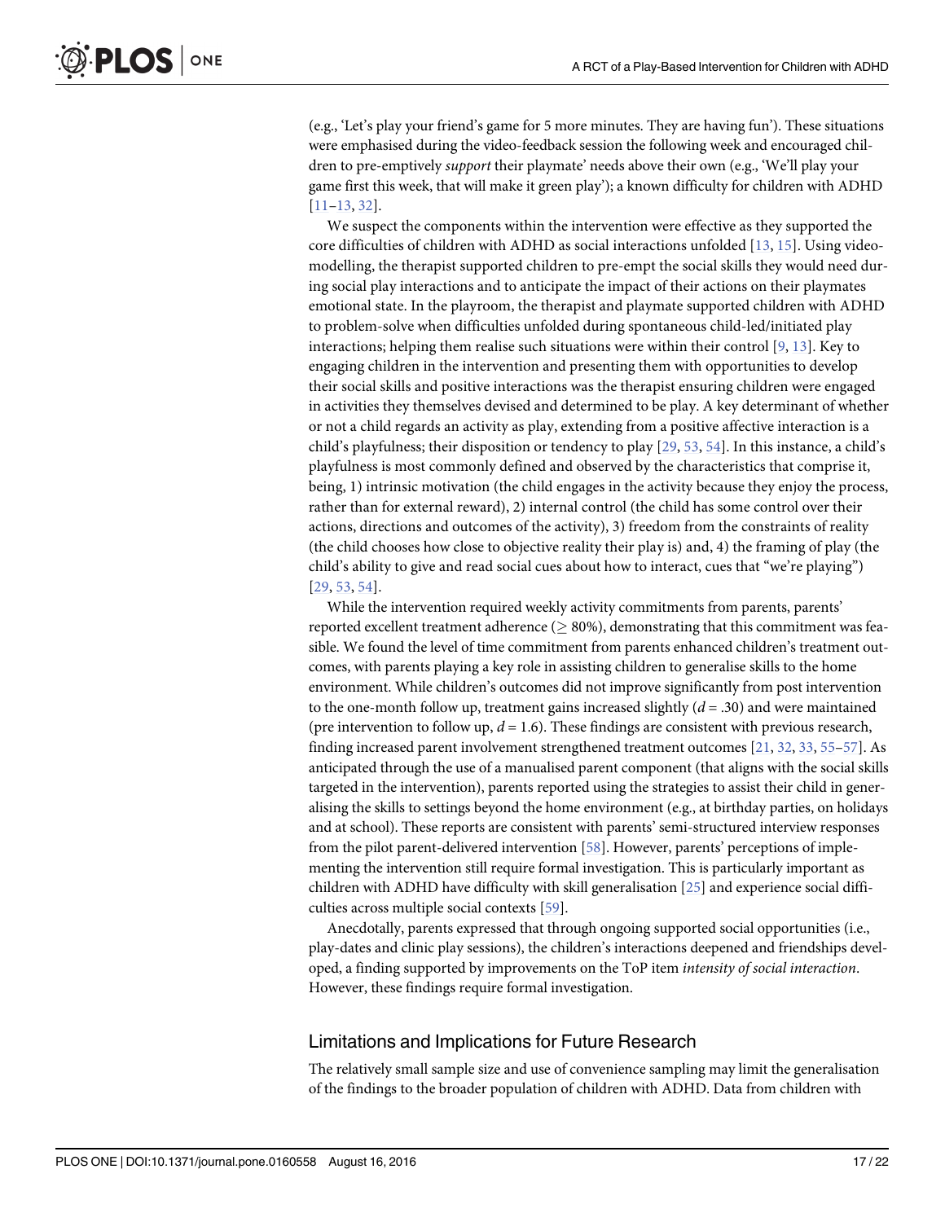(e.g., 'Let's play your friend's game for 5 more minutes. They are having fun'). These situations were emphasised during the video-feedback session the following week and encouraged children to pre-emptively *support* their playmate' needs above their own (e.g., 'We'll play your game first this week, that will make it green play'); a known difficulty for children with ADHD [11–13, 32].

We suspect the components within the intervention were effective as they supported the core difficulties of children with ADHD as social interactions unfolded [13, 15]. Using video-modelling, the therapist supported children to pre-empt the social skills they would need during social play interactions and to anticipate the impact of their actions on their playmates emotional state. In the playroom, the therapist and playmate supported children with ADHD to problem-solve when difficulties unfolded during spontaneous child-led/initiated play interactions; helping them realise such situations were within their control [9, 13]. Key to engaging children in the intervention and presenting them with opportunities to develop their social skills and positive interactions was the therapist ensuring children were engaged in activities they themselves devised and determined to be play. A key determinant of whether or not a child regards an activity as play, extending from a positive affective interaction is a child's playfulness; their disposition or tendency to play [29, 53, 54]. In this instance, a child's playfulness is most commonly defined and observed by the characteristics that comprise it, being, 1) intrinsic motivation (the child engages in the activity because they enjoy the process, rather than for external reward), 2) internal control (the child has some control over their actions, directions and outcomes of the activity), 3) freedom from the constraints of reality (the child chooses how close to objective reality their play is) and, 4) the framing of play (the child's ability to give and read social cues about how to interact, cues that "we're playing") [29, 53, 54].

While the intervention required weekly activity commitments from parents, parents' reported excellent treatment adherence ($\geq$ 80%), demonstrating that this commitment was feasible. We found the level of time commitment from parents enhanced children's treatment outcomes, with parents playing a key role in assisting children to generalise skills to the home environment. While children's outcomes did not improve significantly from post intervention to the one-month follow up, treatment gains increased slightly ($d$ = .30) and were maintained (pre intervention to follow up, $d$ = 1.6). These findings are consistent with previous research, finding increased parent involvement strengthened treatment outcomes [21, 32, 33, 55–57]. As anticipated through the use of a manualised parent component (that aligns with the social skills targeted in the intervention), parents reported using the strategies to assist their child in generalising the skills to settings beyond the home environment (e.g., at birthday parties, on holidays and at school). These reports are consistent with parents' semi-structured interview responses from the pilot parent-delivered intervention [58]. However, parents' perceptions of implementing the intervention still require formal investigation. This is particularly important as children with ADHD have difficulty with skill generalisation [25] and experience social difficulties across multiple social contexts [59].

Anecdotally, parents expressed that through ongoing supported social opportunities (i.e., play-dates and clinic play sessions), the children's interactions deepened and friendships developed, a finding supported by improvements on the ToP item *intensity of social interaction*. However, these findings require formal investigation.

## Limitations and Implications for Future Research

The relatively small sample size and use of convenience sampling may limit the generalisation of the findings to the broader population of children with ADHD. Data from children with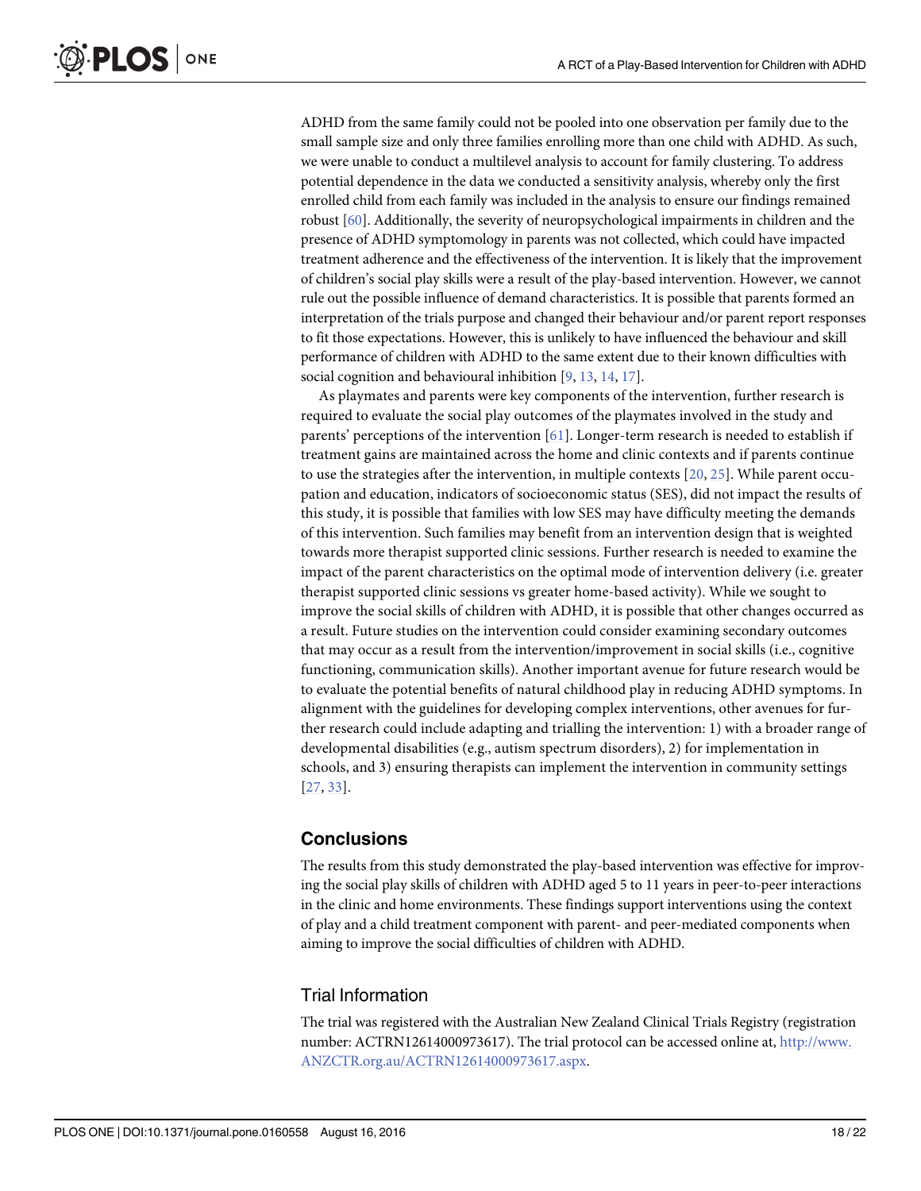ADHD from the same family could not be pooled into one observation per family due to the small sample size and only three families enrolling more than one child with ADHD. As such, we were unable to conduct a multilevel analysis to account for family clustering. To address potential dependence in the data we conducted a sensitivity analysis, whereby only the first enrolled child from each family was included in the analysis to ensure our findings remained robust [60]. Additionally, the severity of neuropsychological impairments in children and the presence of ADHD symptomology in parents was not collected, which could have impacted treatment adherence and the effectiveness of the intervention. It is likely that the improvement of children's social play skills were a result of the play-based intervention. However, we cannot rule out the possible influence of demand characteristics. It is possible that parents formed an interpretation of the trials purpose and changed their behaviour and/or parent report responses to fit those expectations. However, this is unlikely to have influenced the behaviour and skill performance of children with ADHD to the same extent due to their known difficulties with social cognition and behavioural inhibition [9, 13, 14, 17].

As playmates and parents were key components of the intervention, further research is required to evaluate the social play outcomes of the playmates involved in the study and parents' perceptions of the intervention [61]. Longer-term research is needed to establish if treatment gains are maintained across the home and clinic contexts and if parents continue to use the strategies after the intervention, in multiple contexts [20, 25]. While parent occupation and education, indicators of socioeconomic status (SES), did not impact the results of this study, it is possible that families with low SES may have difficulty meeting the demands of this intervention. Such families may benefit from an intervention design that is weighted towards more therapist supported clinic sessions. Further research is needed to examine the impact of the parent characteristics on the optimal mode of intervention delivery (i.e. greater therapist supported clinic sessions vs greater home-based activity). While we sought to improve the social skills of children with ADHD, it is possible that other changes occurred as a result. Future studies on the intervention could consider examining secondary outcomes that may occur as a result from the intervention/improvement in social skills (i.e., cognitive functioning, communication skills). Another important avenue for future research would be to evaluate the potential benefits of natural childhood play in reducing ADHD symptoms. In alignment with the guidelines for developing complex interventions, other avenues for further research could include adapting and trialling the intervention: 1) with a broader range of developmental disabilities (e.g., autism spectrum disorders), 2) for implementation in schools, and 3) ensuring therapists can implement the intervention in community settings [27, 33].

## Conclusions

The results from this study demonstrated the play-based intervention was effective for improving the social play skills of children with ADHD aged 5 to 11 years in peer-to-peer interactions in the clinic and home environments. These findings support interventions using the context of play and a child treatment component with parent- and peer-mediated components when aiming to improve the social difficulties of children with ADHD.

### Trial Information

The trial was registered with the Australian New Zealand Clinical Trials Registry (registration number: ACTRN12614000973617). The trial protocol can be accessed online at, http://www.ANZCTR.org.au/ACTRN12614000973617.aspx.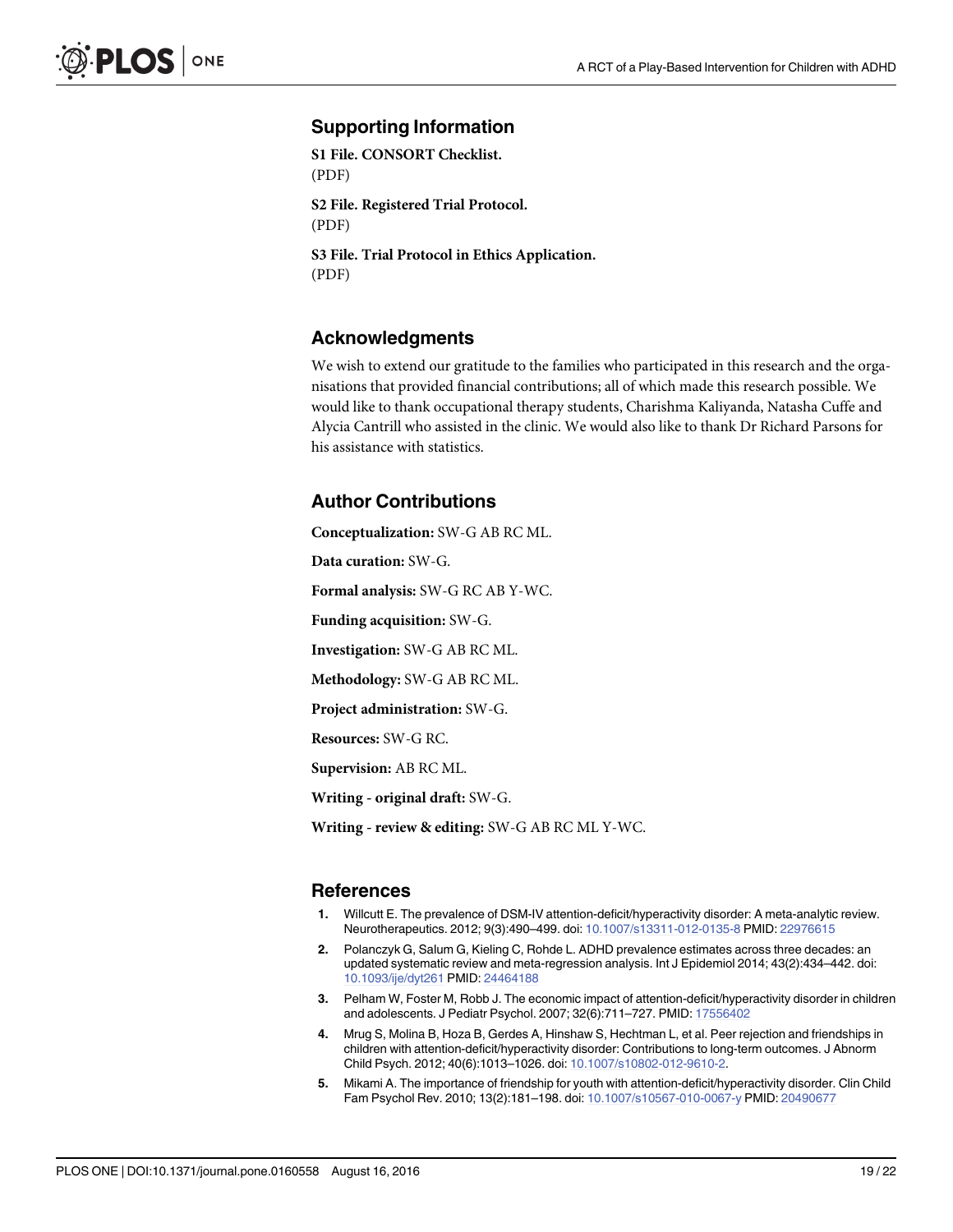## Supporting Information

**S1 File. CONSORT Checklist.**
(PDF)

**S2 File. Registered Trial Protocol.**
(PDF)

**S3 File. Trial Protocol in Ethics Application.**
(PDF)

## Acknowledgments

We wish to extend our gratitude to the families who participated in this research and the organisations that provided financial contributions; all of which made this research possible. We would like to thank occupational therapy students, Charishma Kaliyanda, Natasha Cuffe and Alycia Cantrill who assisted in the clinic. We would also like to thank Dr Richard Parsons for his assistance with statistics.

## Author Contributions

**Conceptualization:** SW-G AB RC ML.

**Data curation:** SW-G.

**Formal analysis:** SW-G RC AB Y-WC.

**Funding acquisition:** SW-G.

**Investigation:** SW-G AB RC ML.

**Methodology:** SW-G AB RC ML.

**Project administration:** SW-G.

**Resources:** SW-G RC.

**Supervision:** AB RC ML.

**Writing - original draft:** SW-G.

**Writing - review & editing:** SW-G AB RC ML Y-WC.

## References

1. Willcutt E. The prevalence of DSM-IV attention-deficit/hyperactivity disorder: A meta-analytic review. Neurotherapeutics. 2012; 9(3):490–499. doi: 10.1007/s13311-012-0135-8 PMID: 22976615
2. Polanczyk G, Salum G, Kieling C, Rohde L. ADHD prevalence estimates across three decades: an updated systematic review and meta-regression analysis. Int J Epidemiol 2014; 43(2):434–442. doi: 10.1093/ije/dyt261 PMID: 24464188
3. Pelham W, Foster M, Robb J. The economic impact of attention-deficit/hyperactivity disorder in children and adolescents. J Pediatr Psychol. 2007; 32(6):711–727. PMID: 17556402
4. Mrug S, Molina B, Hoza B, Gerdes A, Hinshaw S, Hechtman L, et al. Peer rejection and friendships in children with attention-deficit/hyperactivity disorder: Contributions to long-term outcomes. J Abnorm Child Psych. 2012; 40(6):1013–1026. doi: 10.1007/s10802-012-9610-2.
5. Mikami A. The importance of friendship for youth with attention-deficit/hyperactivity disorder. Clin Child Fam Psychol Rev. 2010; 13(2):181–198. doi: 10.1007/s10567-010-0067-y PMID: 20490677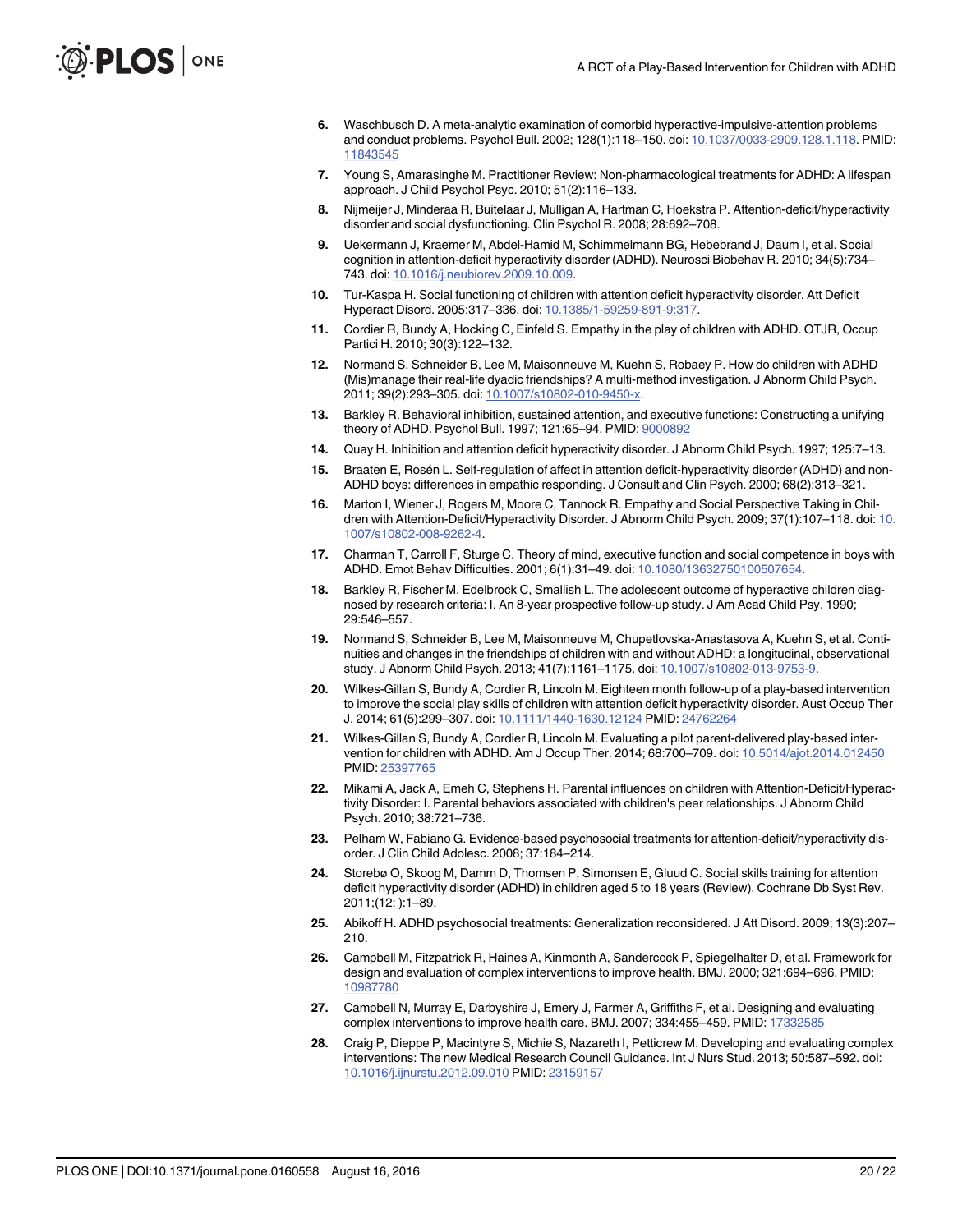6. Waschbusch D. A meta-analytic examination of comorbid hyperactive-impulsive-attention problems and conduct problems. Psychol Bull. 2002; 128(1):118–150. doi: 10.1037/0033-2909.128.1.118. PMID: 11843545
7. Young S, Amarasinghe M. Practitioner Review: Non-pharmacological treatments for ADHD: A lifespan approach. J Child Psychol Psyc. 2010; 51(2):116–133.
8. Nijmeijer J, Minderaa R, Buitelaar J, Mulligan A, Hartman C, Hoekstra P. Attention-deficit/hyperactivity disorder and social dysfunctioning. Clin Psychol R. 2008; 28:692–708.
9. Uekermann J, Kraemer M, Abdel-Hamid M, Schimmelmann BG, Hebebrand J, Daum I, et al. Social cognition in attention-deficit hyperactivity disorder (ADHD). Neurosci Biobehav R. 2010; 34(5):734–743. doi: 10.1016/j.neubiorev.2009.10.009.
10. Tur-Kaspa H. Social functioning of children with attention deficit hyperactivity disorder. Att Deficit Hyperact Disord. 2005:317–336. doi: 10.1385/1-59259-891-9:317.
11. Cordier R, Bundy A, Hocking C, Einfeld S. Empathy in the play of children with ADHD. OTJR, Occup Partici H. 2010; 30(3):122–132.
12. Normand S, Schneider B, Lee M, Maisonneuve M, Kuehn S, Robaey P. How do children with ADHD (Mis)manage their real-life dyadic friendships? A multi-method investigation. J Abnorm Child Psych. 2011; 39(2):293–305. doi: 10.1007/s10802-010-9450-x.
13. Barkley R. Behavioral inhibition, sustained attention, and executive functions: Constructing a unifying theory of ADHD. Psychol Bull. 1997; 121:65–94. PMID: 9000892
14. Quay H. Inhibition and attention deficit hyperactivity disorder. J Abnorm Child Psych. 1997; 125:7–13.
15. Braaten E, Rosén L. Self-regulation of affect in attention deficit-hyperactivity disorder (ADHD) and non-ADHD boys: differences in empathic responding. J Consult and Clin Psych. 2000; 68(2):313–321.
16. Marton I, Wiener J, Rogers M, Moore C, Tannock R. Empathy and Social Perspective Taking in Children with Attention-Deficit/Hyperactivity Disorder. J Abnorm Child Psych. 2009; 37(1):107–118. doi: 10.1007/s10802-008-9262-4.
17. Charman T, Carroll F, Sturge C. Theory of mind, executive function and social competence in boys with ADHD. Emot Behav Difficulties. 2001; 6(1):31–49. doi: 10.1080/13632750100507654.
18. Barkley R, Fischer M, Edelbrock C, Smallish L. The adolescent outcome of hyperactive children diagnosed by research criteria: I. An 8-year prospective follow-up study. J Am Acad Child Psy. 1990; 29:546–557.
19. Normand S, Schneider B, Lee M, Maisonneuve M, Chupetlovska-Anastasova A, Kuehn S, et al. Continuities and changes in the friendships of children with and without ADHD: a longitudinal, observational study. J Abnorm Child Psych. 2013; 41(7):1161–1175. doi: 10.1007/s10802-013-9753-9.
20. Wilkes-Gillan S, Bundy A, Cordier R, Lincoln M. Eighteen month follow-up of a play-based intervention to improve the social play skills of children with attention deficit hyperactivity disorder. Aust Occup Ther J. 2014; 61(5):299–307. doi: 10.1111/1440-1630.12124 PMID: 24762264
21. Wilkes-Gillan S, Bundy A, Cordier R, Lincoln M. Evaluating a pilot parent-delivered play-based intervention for children with ADHD. Am J Occup Ther. 2014; 68:700–709. doi: 10.5014/ajot.2014.012450 PMID: 25397765
22. Mikami A, Jack A, Emeh C, Stephens H. Parental influences on children with Attention-Deficit/Hyperactivity Disorder: I. Parental behaviors associated with children's peer relationships. J Abnorm Child Psych. 2010; 38:721–736.
23. Pelham W, Fabiano G. Evidence-based psychosocial treatments for attention-deficit/hyperactivity disorder. J Clin Child Adolesc. 2008; 37:184–214.
24. Storebø O, Skoog M, Damm D, Thomsen P, Simonsen E, Gluud C. Social skills training for attention deficit hyperactivity disorder (ADHD) in children aged 5 to 18 years (Review). Cochrane Db Syst Rev. 2011;(12: ):1–89.
25. Abikoff H. ADHD psychosocial treatments: Generalization reconsidered. J Att Disord. 2009; 13(3):207–210.
26. Campbell M, Fitzpatrick R, Haines A, Kinmonth A, Sandercock P, Spiegelhalter D, et al. Framework for design and evaluation of complex interventions to improve health. BMJ. 2000; 321:694–696. PMID: 10987780
27. Campbell N, Murray E, Darbyshire J, Emery J, Farmer A, Griffiths F, et al. Designing and evaluating complex interventions to improve health care. BMJ. 2007; 334:455–459. PMID: 17332585
28. Craig P, Dieppe P, Macintyre S, Michie S, Nazareth I, Petticrew M. Developing and evaluating complex interventions: The new Medical Research Council Guidance. Int J Nurs Stud. 2013; 50:587–592. doi: 10.1016/j.ijnurstu.2012.09.010 PMID: 23159157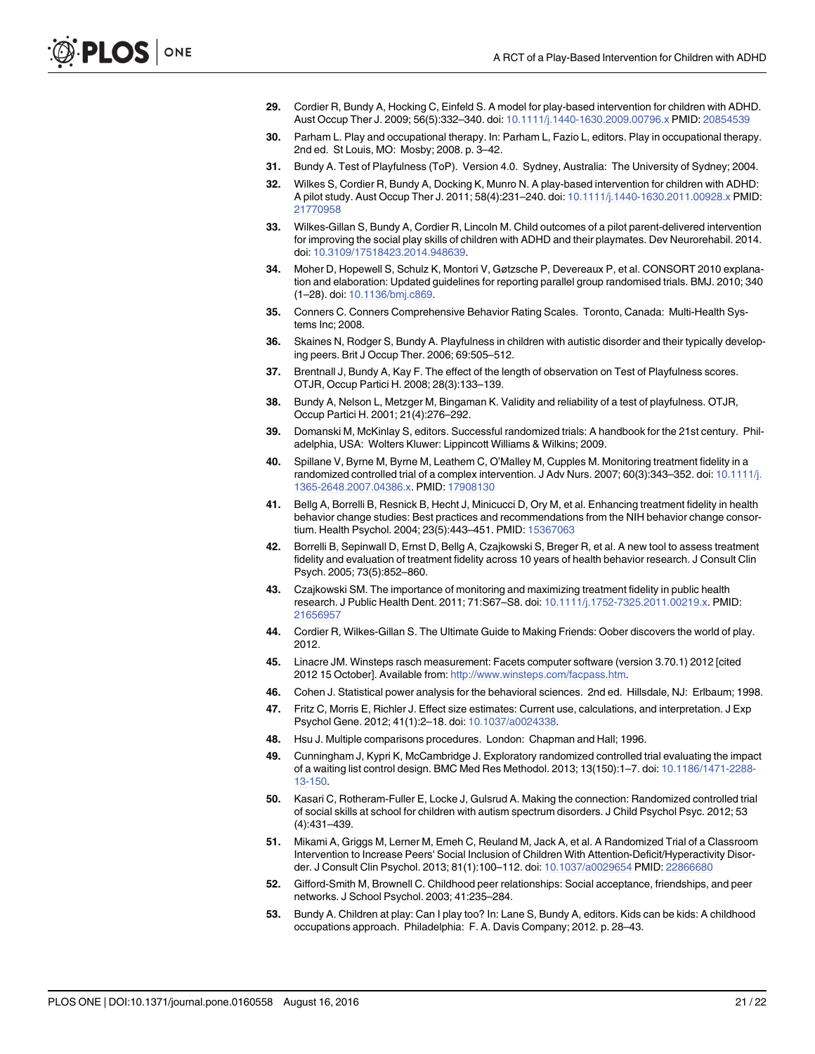29. Cordier R, Bundy A, Hocking C, Einfeld S. A model for play-based intervention for children with ADHD. Aust Occup Ther J. 2009; 56(5):332–340. doi: 10.1111/j.1440-1630.2009.00796.x PMID: 20854539

30. Parham L. Play and occupational therapy. In: Parham L, Fazio L, editors. Play in occupational therapy. 2nd ed. St Louis, MO: Mosby; 2008. p. 3–42.

31. Bundy A. Test of Playfulness (ToP). Version 4.0. Sydney, Australia: The University of Sydney; 2004.

32. Wilkes S, Cordier R, Bundy A, Docking K, Munro N. A play-based intervention for children with ADHD: A pilot study. Aust Occup Ther J. 2011; 58(4):231–240. doi: 10.1111/j.1440-1630.2011.00928.x PMID: 21770958

33. Wilkes-Gillan S, Bundy A, Cordier R, Lincoln M. Child outcomes of a pilot parent-delivered intervention for improving the social play skills of children with ADHD and their playmates. Dev Neurorehabil. 2014. doi: 10.3109/17518423.2014.948639.

34. Moher D, Hopewell S, Schulz K, Montori V, Gøtzsche P, Devereaux P, et al. CONSORT 2010 explanation and elaboration: Updated guidelines for reporting parallel group randomised trials. BMJ. 2010; 340 (1–28). doi: 10.1136/bmj.c869.

35. Conners C. Conners Comprehensive Behavior Rating Scales. Toronto, Canada: Multi-Health Systems Inc; 2008.

36. Skaines N, Rodger S, Bundy A. Playfulness in children with autistic disorder and their typically developing peers. Brit J Occup Ther. 2006; 69:505–512.

37. Brentnall J, Bundy A, Kay F. The effect of the length of observation on Test of Playfulness scores. OTJR, Occup Partici H. 2008; 28(3):133–139.

38. Bundy A, Nelson L, Metzger M, Bingaman K. Validity and reliability of a test of playfulness. OTJR, Occup Partici H. 2001; 21(4):276–292.

39. Domanski M, McKinlay S, editors. Successful randomized trials: A handbook for the 21st century. Philadelphia, USA: Wolters Kluwer: Lippincott Williams & Wilkins; 2009.

40. Spillane V, Byrne M, Byrne M, Leathem C, O'Malley M, Cupples M. Monitoring treatment fidelity in a randomized controlled trial of a complex intervention. J Adv Nurs. 2007; 60(3):343–352. doi: 10.1111/j.1365-2648.2007.04386.x. PMID: 17908130

41. Bellg A, Borrelli B, Resnick B, Hecht J, Minicucci D, Ory M, et al. Enhancing treatment fidelity in health behavior change studies: Best practices and recommendations from the NIH behavior change consortium. Health Psychol. 2004; 23(5):443–451. PMID: 15367063

42. Borrelli B, Sepinwall D, Ernst D, Bellg A, Czajkowski S, Breger R, et al. A new tool to assess treatment fidelity and evaluation of treatment fidelity across 10 years of health behavior research. J Consult Clin Psych. 2005; 73(5):852–860.

43. Czajkowski SM. The importance of monitoring and maximizing treatment fidelity in public health research. J Public Health Dent. 2011; 71:S67–S8. doi: 10.1111/j.1752-7325.2011.00219.x. PMID: 21656957

44. Cordier R, Wilkes-Gillan S. The Ultimate Guide to Making Friends: Oober discovers the world of play. 2012.

45. Linacre JM. Winsteps rasch measurement: Facets computer software (version 3.70.1) 2012 [cited 2012 15 October]. Available from: http://www.winsteps.com/facpass.htm.

46. Cohen J. Statistical power analysis for the behavioral sciences. 2nd ed. Hillsdale, NJ: Erlbaum; 1998.

47. Fritz C, Morris E, Richler J. Effect size estimates: Current use, calculations, and interpretation. J Exp Psychol Gene. 2012; 41(1):2–18. doi: 10.1037/a0024338.

48. Hsu J. Multiple comparisons procedures. London: Chapman and Hall; 1996.

49. Cunningham J, Kypri K, McCambridge J. Exploratory randomized controlled trial evaluating the impact of a waiting list control design. BMC Med Res Methodol. 2013; 13(150):1–7. doi: 10.1186/1471-2288-13-150.

50. Kasari C, Rotheram-Fuller E, Locke J, Gulsrud A. Making the connection: Randomized controlled trial of social skills at school for children with autism spectrum disorders. J Child Psychol Psyc. 2012; 53 (4):431–439.

51. Mikami A, Griggs M, Lerner M, Emeh C, Reuland M, Jack A, et al. A Randomized Trial of a Classroom Intervention to Increase Peers' Social Inclusion of Children With Attention-Deficit/Hyperactivity Disorder. J Consult Clin Psychol. 2013; 81(1):100–112. doi: 10.1037/a0029654 PMID: 22866680

52. Gifford-Smith M, Brownell C. Childhood peer relationships: Social acceptance, friendships, and peer networks. J School Psychol. 2003; 41:235–284.

53. Bundy A. Children at play: Can I play too? In: Lane S, Bundy A, editors. Kids can be kids: A childhood occupations approach. Philadelphia: F. A. Davis Company; 2012. p. 28–43.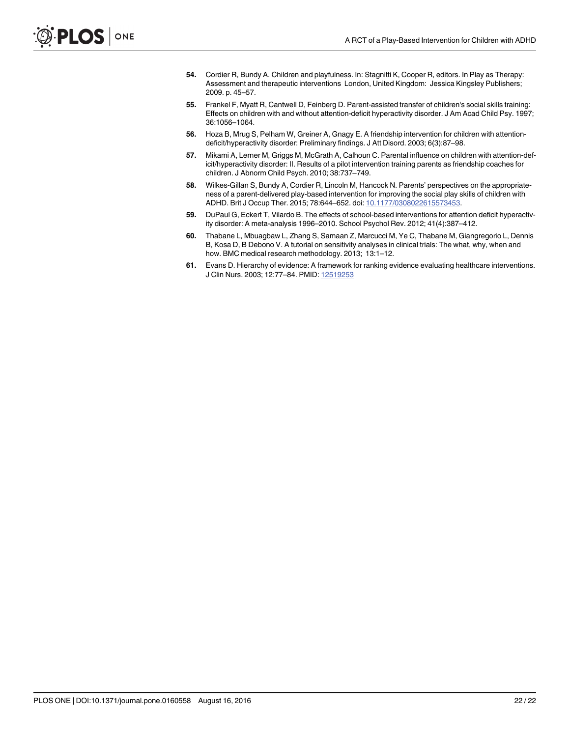54. Cordier R, Bundy A. Children and playfulness. In: Stagnitti K, Cooper R, editors. In Play as Therapy: Assessment and therapeutic interventions London, United Kingdom: Jessica Kingsley Publishers; 2009. p. 45–57.

55. Frankel F, Myatt R, Cantwell D, Feinberg D. Parent-assisted transfer of children's social skills training: Effects on children with and without attention-deficit hyperactivity disorder. J Am Acad Child Psy. 1997; 36:1056–1064.

56. Hoza B, Mrug S, Pelham W, Greiner A, Gnagy E. A friendship intervention for children with attention-deficit/hyperactivity disorder: Preliminary findings. J Att Disord. 2003; 6(3):87–98.

57. Mikami A, Lerner M, Griggs M, McGrath A, Calhoun C. Parental influence on children with attention-deficit/hyperactivity disorder: II. Results of a pilot intervention training parents as friendship coaches for children. J Abnorm Child Psych. 2010; 38:737–749.

58. Wilkes-Gillan S, Bundy A, Cordier R, Lincoln M, Hancock N. Parents' perspectives on the appropriateness of a parent-delivered play-based intervention for improving the social play skills of children with ADHD. Brit J Occup Ther. 2015; 78:644–652. doi: 10.1177/0308022615573453.

59. DuPaul G, Eckert T, Vilardo B. The effects of school-based interventions for attention deficit hyperactivity disorder: A meta-analysis 1996–2010. School Psychol Rev. 2012; 41(4):387–412.

60. Thabane L, Mbuagbaw L, Zhang S, Samaan Z, Marcucci M, Ye C, Thabane M, Giangregorio L, Dennis B, Kosa D, B Debono V. A tutorial on sensitivity analyses in clinical trials: The what, why, when and how. BMC medical research methodology. 2013; 13:1–12.

61. Evans D. Hierarchy of evidence: A framework for ranking evidence evaluating healthcare interventions. J Clin Nurs. 2003; 12:77–84. PMID: 12519253